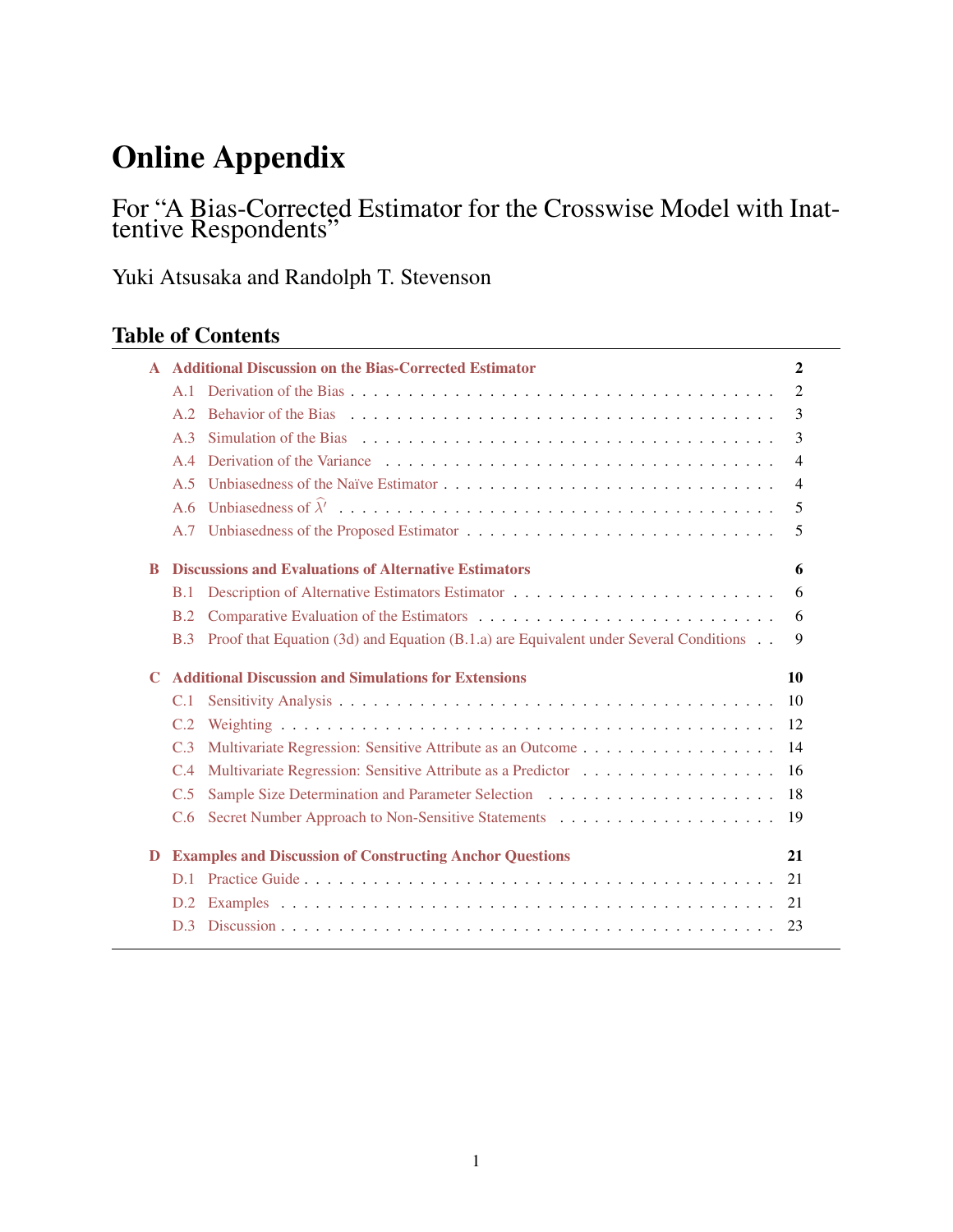# Online Appendix

For "A Bias-Corrected Estimator for the Crosswise Model with Inattentive Respondents"

Yuki Atsusaka and Randolph T. Stevenson

## Table of Contents

**A Additional Discussion on the Bias-Corrected Estimator** — **2**

- A.1 Derivation of the Bias — 2
- A.2 Behavior of the Bias — 3
- A.3 Simulation of the Bias — 3
- A.4 Derivation of the Variance — 4
- A.5 Unbiasedness of the Naïve Estimator — 4
- A.6 Unbiasedness of $\widehat{\lambda}'$ — 5
- A.7 Unbiasedness of the Proposed Estimator — 5

**B Discussions and Evaluations of Alternative Estimators** — **6**

- B.1 Description of Alternative Estimators Estimator — 6
- B.2 Comparative Evaluation of the Estimators — 6
- B.3 Proof that Equation (3d) and Equation (B.1.a) are Equivalent under Several Conditions — 9

**C Additional Discussion and Simulations for Extensions** — **10**

- C.1 Sensitivity Analysis — 10
- C.2 Weighting — 12
- C.3 Multivariate Regression: Sensitive Attribute as an Outcome — 14
- C.4 Multivariate Regression: Sensitive Attribute as a Predictor — 16
- C.5 Sample Size Determination and Parameter Selection — 18
- C.6 Secret Number Approach to Non-Sensitive Statements — 19

**D Examples and Discussion of Constructing Anchor Questions** — **21**

- D.1 Practice Guide — 21
- D.2 Examples — 21
- D.3 Discussion — 23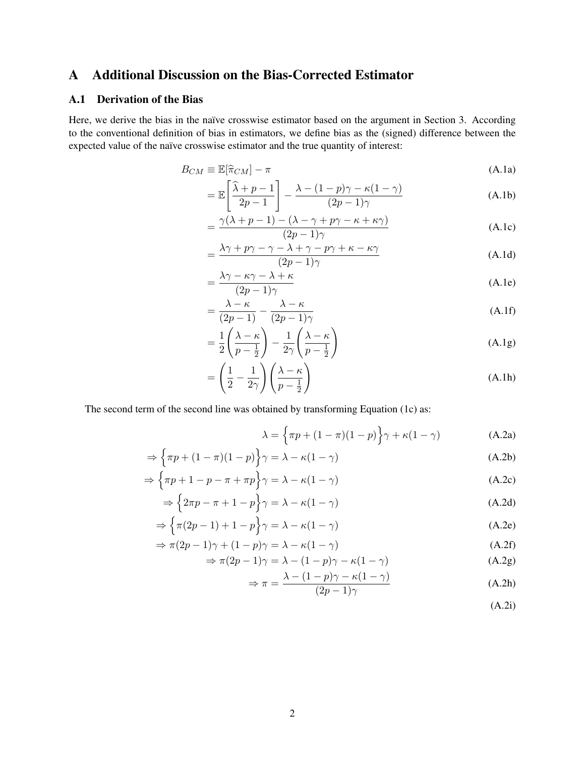# A Additional Discussion on the Bias-Corrected Estimator

## A.1 Derivation of the Bias

Here, we derive the bias in the naïve crosswise estimator based on the argument in Section 3. According to the conventional definition of bias in estimators, we define bias as the (signed) difference between the expected value of the naïve crosswise estimator and the true quantity of interest:

$$
\begin{aligned}
B_{CM} &\equiv \mathbb{E}[\widehat{\pi}_{CM}] - \pi && \text{(A.1a)}\\
&= \mathbb{E}\left[\frac{\widehat{\lambda} + p - 1}{2p-1}\right] - \frac{\lambda - (1-p)\gamma - \kappa(1-\gamma)}{(2p-1)\gamma} && \text{(A.1b)}\\
&= \frac{\gamma(\lambda + p - 1) - (\lambda - \gamma + p\gamma - \kappa + \kappa\gamma)}{(2p-1)\gamma} && \text{(A.1c)}\\
&= \frac{\lambda\gamma + p\gamma - \gamma - \lambda + \gamma - p\gamma + \kappa - \kappa\gamma}{(2p-1)\gamma} && \text{(A.1d)}\\
&= \frac{\lambda\gamma - \kappa\gamma - \lambda + \kappa}{(2p-1)\gamma} && \text{(A.1e)}\\
&= \frac{\lambda - \kappa}{(2p-1)} - \frac{\lambda - \kappa}{(2p-1)\gamma} && \text{(A.1f)}\\
&= \frac{1}{2}\left(\frac{\lambda - \kappa}{p - \frac{1}{2}}\right) - \frac{1}{2\gamma}\left(\frac{\lambda - \kappa}{p - \frac{1}{2}}\right) && \text{(A.1g)}\\
&= \left(\frac{1}{2} - \frac{1}{2\gamma}\right)\left(\frac{\lambda - \kappa}{p - \frac{1}{2}}\right) && \text{(A.1h)}
\end{aligned}
$$

The second term of the second line was obtained by transforming Equation (1c) as:

$$
\begin{aligned}
\lambda &= \Big\{\pi p + (1-\pi)(1-p)\Big\}\gamma + \kappa(1-\gamma) && \text{(A.2a)}\\
\Rightarrow \Big\{\pi p + (1-\pi)(1-p)\Big\}\gamma &= \lambda - \kappa(1-\gamma) && \text{(A.2b)}\\
\Rightarrow \Big\{\pi p + 1 - p - \pi + \pi p\Big\}\gamma &= \lambda - \kappa(1-\gamma) && \text{(A.2c)}\\
\Rightarrow \Big\{2\pi p - \pi + 1 - p\Big\}\gamma &= \lambda - \kappa(1-\gamma) && \text{(A.2d)}\\
\Rightarrow \Big\{\pi(2p-1) + 1 - p\Big\}\gamma &= \lambda - \kappa(1-\gamma) && \text{(A.2e)}\\
\Rightarrow \pi(2p-1)\gamma + (1-p)\gamma &= \lambda - \kappa(1-\gamma) && \text{(A.2f)}\\
\Rightarrow \pi(2p-1)\gamma &= \lambda - (1-p)\gamma - \kappa(1-\gamma) && \text{(A.2g)}\\
\Rightarrow \pi &= \frac{\lambda - (1-p)\gamma - \kappa(1-\gamma)}{(2p-1)\gamma} && \text{(A.2h)}\\
& && \text{(A.2i)}
\end{aligned}
$$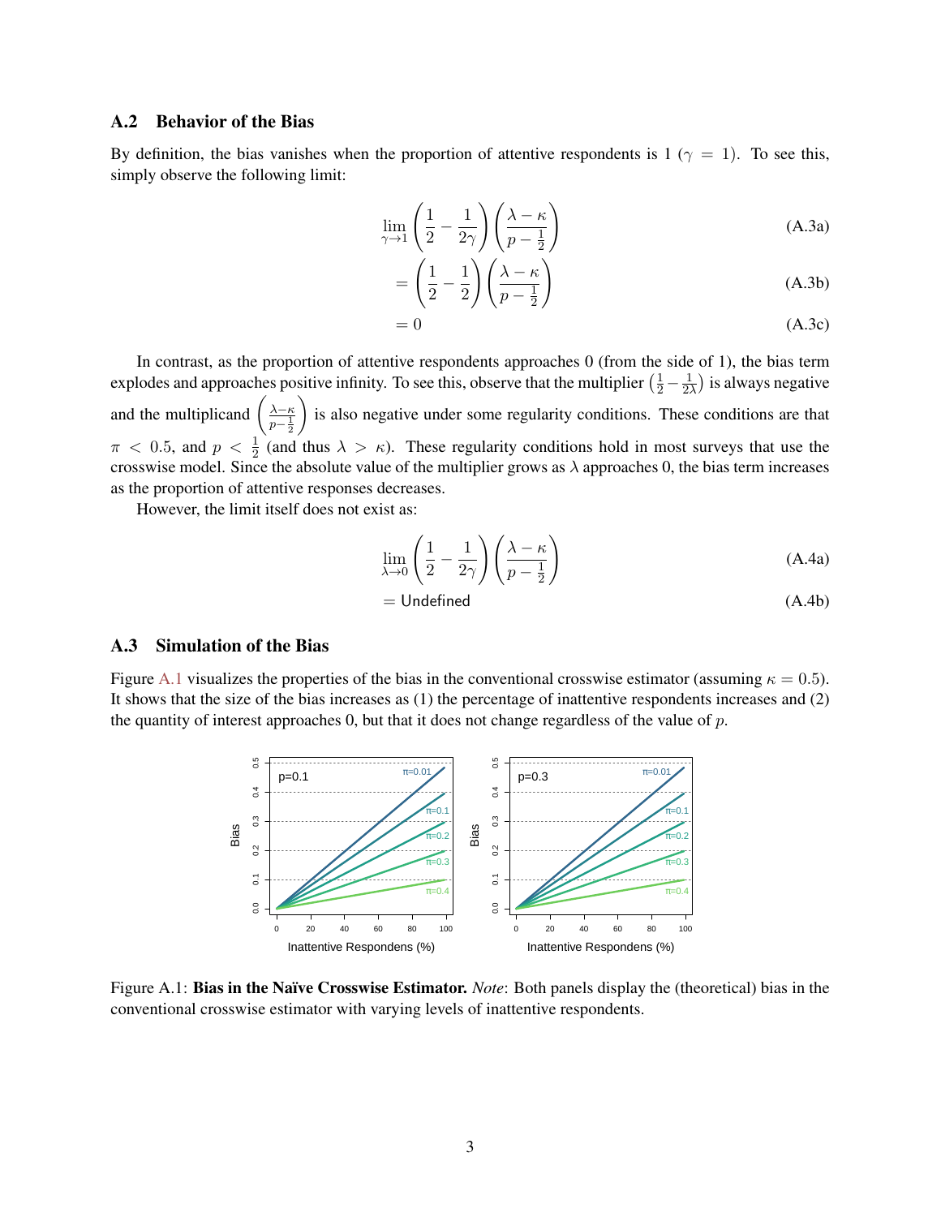## A.2 Behavior of the Bias

By definition, the bias vanishes when the proportion of attentive respondents is 1 ($\gamma = 1$). To see this, simply observe the following limit:

$$\lim_{\gamma \to 1} \left( \frac{1}{2} - \frac{1}{2\gamma} \right) \left( \frac{\lambda - \kappa}{p - \frac{1}{2}} \right) \tag{A.3a}$$

$$= \left( \frac{1}{2} - \frac{1}{2} \right) \left( \frac{\lambda - \kappa}{p - \frac{1}{2}} \right) \tag{A.3b}$$

$$= 0 \tag{A.3c}$$

In contrast, as the proportion of attentive respondents approaches 0 (from the side of 1), the bias term explodes and approaches positive infinity. To see this, observe that the multiplier $\left(\frac{1}{2} - \frac{1}{2\lambda}\right)$ is always negative and the multiplicand $\left(\frac{\lambda - \kappa}{p - \frac{1}{2}}\right)$ is also negative under some regularity conditions. These conditions are that $\pi < 0.5$, and $p < \frac{1}{2}$ (and thus $\lambda > \kappa$). These regularity conditions hold in most surveys that use the crosswise model. Since the absolute value of the multiplier grows as $\lambda$ approaches 0, the bias term increases as the proportion of attentive responses decreases.

However, the limit itself does not exist as:

$$\lim_{\lambda \to 0} \left( \frac{1}{2} - \frac{1}{2\gamma} \right) \left( \frac{\lambda - \kappa}{p - \frac{1}{2}} \right) \tag{A.4a}$$

$$= \text{Undefined} \tag{A.4b}$$

## A.3 Simulation of the Bias

Figure A.1 visualizes the properties of the bias in the conventional crosswise estimator (assuming $\kappa = 0.5$). It shows that the size of the bias increases as (1) the percentage of inattentive respondents increases and (2) the quantity of interest approaches 0, but that it does not change regardless of the value of $p$.

Figure A.1: **Bias in the Naïve Crosswise Estimator.** *Note*: Both panels display the (theoretical) bias in the conventional crosswise estimator with varying levels of inattentive respondents.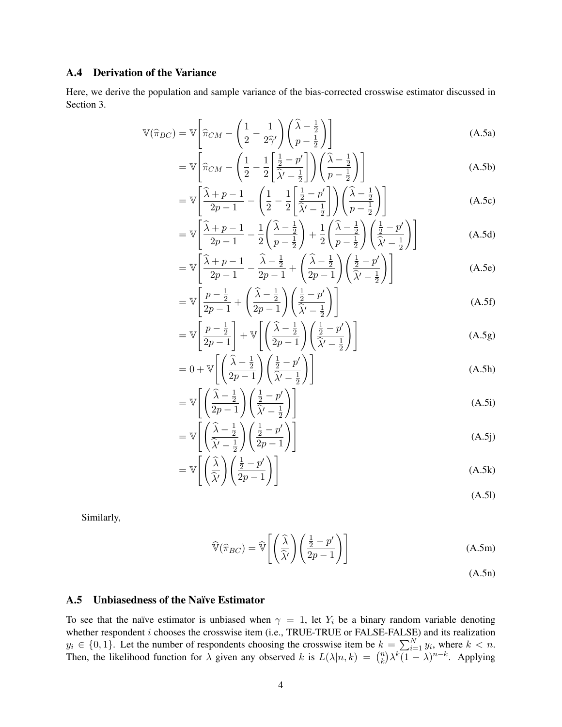### A.4 Derivation of the Variance

Here, we derive the population and sample variance of the bias-corrected crosswise estimator discussed in Section 3.

$$\mathbb{V}(\widehat{\pi}_{BC}) = \mathbb{V}\left[\widehat{\pi}_{CM} - \left(\frac{1}{2} - \frac{1}{2\widehat{\gamma}'}\right)\left(\frac{\widehat{\lambda} - \frac{1}{2}}{p - \frac{1}{2}}\right)\right] \tag{A.5a}$$

$$= \mathbb{V}\left[\widehat{\pi}_{CM} - \left(\frac{1}{2} - \frac{1}{2}\left[\frac{\frac{1}{2} - p'}{\widehat{\lambda}' - \frac{1}{2}}\right]\right)\left(\frac{\widehat{\lambda} - \frac{1}{2}}{p - \frac{1}{2}}\right)\right] \tag{A.5b}$$

$$= \mathbb{V}\left[\frac{\widehat{\lambda} + p - 1}{2p - 1} - \left(\frac{1}{2} - \frac{1}{2}\left[\frac{\frac{1}{2} - p'}{\widehat{\lambda}' - \frac{1}{2}}\right]\right)\left(\frac{\widehat{\lambda} - \frac{1}{2}}{p - \frac{1}{2}}\right)\right] \tag{A.5c}$$

$$= \mathbb{V}\left[\frac{\widehat{\lambda} + p - 1}{2p - 1} - \frac{1}{2}\left(\frac{\widehat{\lambda} - \frac{1}{2}}{p - \frac{1}{2}}\right) + \frac{1}{2}\left(\frac{\widehat{\lambda} - \frac{1}{2}}{p - \frac{1}{2}}\right)\left(\frac{\frac{1}{2} - p'}{\widehat{\lambda}' - \frac{1}{2}}\right)\right] \tag{A.5d}$$

$$= \mathbb{V}\left[\frac{\widehat{\lambda} + p - 1}{2p - 1} - \frac{\widehat{\lambda} - \frac{1}{2}}{2p - 1} + \left(\frac{\widehat{\lambda} - \frac{1}{2}}{2p - 1}\right)\left(\frac{\frac{1}{2} - p'}{\widehat{\lambda}' - \frac{1}{2}}\right)\right] \tag{A.5e}$$

$$= \mathbb{V}\left[\frac{p - \frac{1}{2}}{2p - 1} + \left(\frac{\widehat{\lambda} - \frac{1}{2}}{2p - 1}\right)\left(\frac{\frac{1}{2} - p'}{\widehat{\lambda}' - \frac{1}{2}}\right)\right] \tag{A.5f}$$

$$= \mathbb{V}\left[\frac{p - \frac{1}{2}}{2p - 1}\right] + \mathbb{V}\left[\left(\frac{\widehat{\lambda} - \frac{1}{2}}{2p - 1}\right)\left(\frac{\frac{1}{2} - p'}{\widehat{\lambda}' - \frac{1}{2}}\right)\right] \tag{A.5g}$$

$$= 0 + \mathbb{V}\left[\left(\frac{\widehat{\lambda} - \frac{1}{2}}{2p - 1}\right)\left(\frac{\frac{1}{2} - p'}{\widehat{\lambda}' - \frac{1}{2}}\right)\right] \tag{A.5h}$$

$$= \mathbb{V}\left[\left(\frac{\widehat{\lambda} - \frac{1}{2}}{2p - 1}\right)\left(\frac{\frac{1}{2} - p'}{\widehat{\lambda}' - \frac{1}{2}}\right)\right] \tag{A.5i}$$

$$= \mathbb{V}\left[\left(\frac{\widehat{\lambda} - \frac{1}{2}}{\widehat{\lambda}' - \frac{1}{2}}\right)\left(\frac{\frac{1}{2} - p'}{2p - 1}\right)\right] \tag{A.5j}$$

$$= \mathbb{V}\left[\left(\frac{\widehat{\lambda}}{\widehat{\lambda}'}\right)\left(\frac{\frac{1}{2} - p'}{2p - 1}\right)\right] \tag{A.5k}$$

$$\tag{A.5l}$$

Similarly,

$$\widehat{\mathbb{V}}(\widehat{\pi}_{BC}) = \widehat{\mathbb{V}}\left[\left(\frac{\widehat{\lambda}}{\widehat{\lambda}'}\right)\left(\frac{\frac{1}{2} - p'}{2p - 1}\right)\right] \tag{A.5m}$$

$$\tag{A.5n}$$

### A.5 Unbiasedness of the Naïve Estimator

To see that the naïve estimator is unbiased when $\gamma = 1$, let $Y_i$ be a binary random variable denoting whether respondent $i$ chooses the crosswise item (i.e., TRUE-TRUE or FALSE-FALSE) and its realization $y_i \in \{0, 1\}$. Let the number of respondents choosing the crosswise item be $k = \sum_{i=1}^{N} y_i$, where $k < n$. Then, the likelihood function for $\lambda$ given any observed $k$ is $L(\lambda|n, k) = \binom{n}{k}\lambda^k(1 - \lambda)^{n-k}$. Applying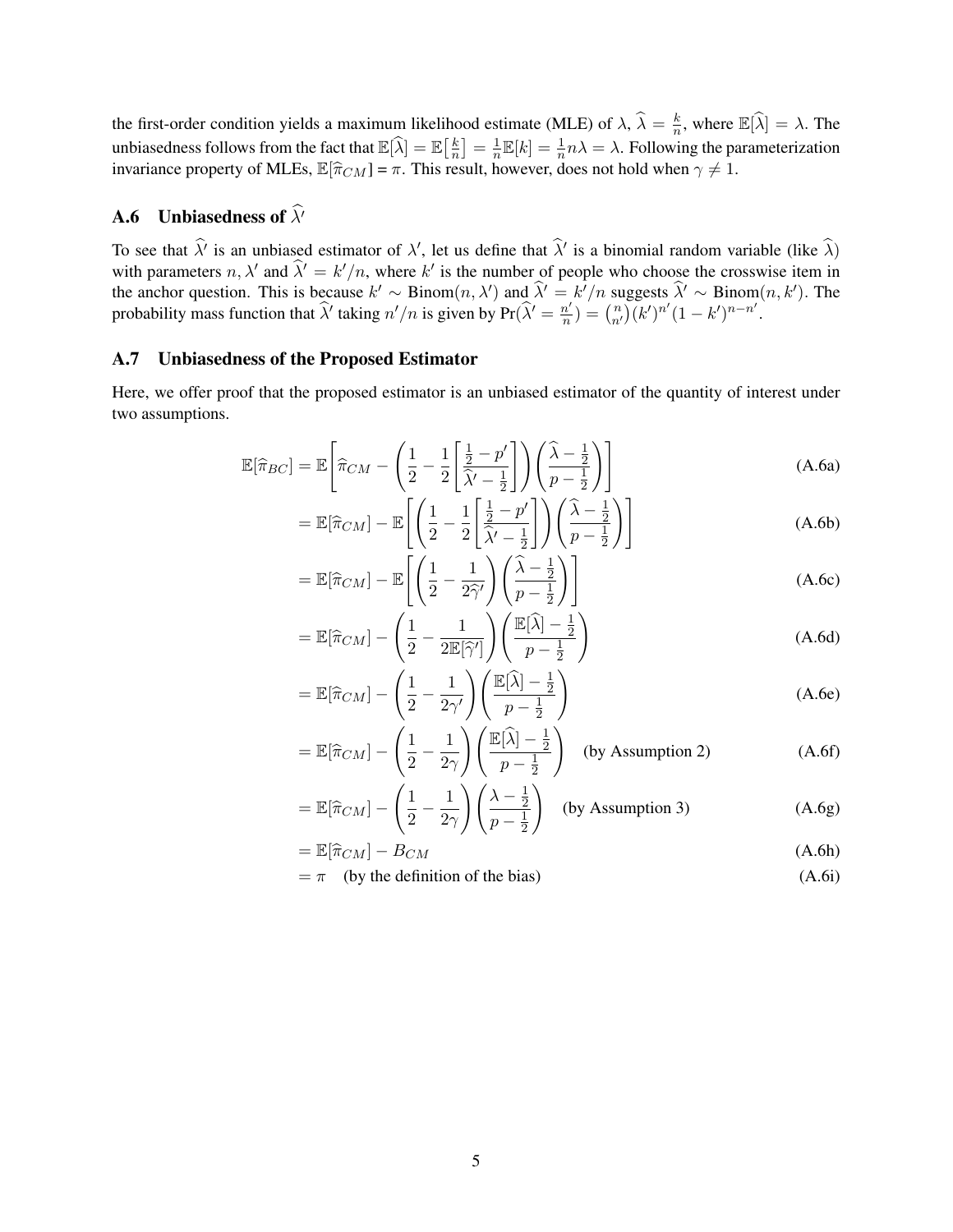the first-order condition yields a maximum likelihood estimate (MLE) of $\lambda$, $\widehat{\lambda} = \frac{k}{n}$, where $\mathbb{E}[\widehat{\lambda}] = \lambda$. The unbiasedness follows from the fact that $\mathbb{E}[\widehat{\lambda}] = \mathbb{E}\big[\frac{k}{n}\big] = \frac{1}{n}\mathbb{E}[k] = \frac{1}{n}n\lambda = \lambda$. Following the parameterization invariance property of MLEs, $\mathbb{E}[\widehat{\pi}_{CM}] = \pi$. This result, however, does not hold when $\gamma \neq 1$.

## A.6 Unbiasedness of $\widehat{\lambda}'$

To see that $\widehat{\lambda}'$ is an unbiased estimator of $\lambda'$, let us define that $\widehat{\lambda}'$ is a binomial random variable (like $\widehat{\lambda}$) with parameters $n, \lambda'$ and $\widehat{\lambda}' = k'/n$, where $k'$ is the number of people who choose the crosswise item in the anchor question. This is because $k' \sim \text{Binom}(n, \lambda')$ and $\widehat{\lambda}' = k'/n$ suggests $\widehat{\lambda}' \sim \text{Binom}(n, k')$. The probability mass function that $\widehat{\lambda}'$ taking $n'/n$ is given by $\Pr(\widehat{\lambda}' = \frac{n'}{n}) = \binom{n}{n'}(k')^{n'}(1-k')^{n-n'}$.

## A.7 Unbiasedness of the Proposed Estimator

Here, we offer proof that the proposed estimator is an unbiased estimator of the quantity of interest under two assumptions.

$$
\begin{aligned}
\mathbb{E}[\widehat{\pi}_{BC}] &= \mathbb{E}\left[\widehat{\pi}_{CM} - \left(\frac{1}{2} - \frac{1}{2}\left[\frac{\frac{1}{2} - p'}{\widehat{\lambda}' - \frac{1}{2}}\right]\right)\left(\frac{\widehat{\lambda} - \frac{1}{2}}{p - \frac{1}{2}}\right)\right] && \text{(A.6a)} \\
&= \mathbb{E}[\widehat{\pi}_{CM}] - \mathbb{E}\left[\left(\frac{1}{2} - \frac{1}{2}\left[\frac{\frac{1}{2} - p'}{\widehat{\lambda}' - \frac{1}{2}}\right]\right)\left(\frac{\widehat{\lambda} - \frac{1}{2}}{p - \frac{1}{2}}\right)\right] && \text{(A.6b)} \\
&= \mathbb{E}[\widehat{\pi}_{CM}] - \mathbb{E}\left[\left(\frac{1}{2} - \frac{1}{2\widehat{\gamma}'}\right)\left(\frac{\widehat{\lambda} - \frac{1}{2}}{p - \frac{1}{2}}\right)\right] && \text{(A.6c)} \\
&= \mathbb{E}[\widehat{\pi}_{CM}] - \left(\frac{1}{2} - \frac{1}{2\mathbb{E}[\widehat{\gamma}']}\right)\left(\frac{\mathbb{E}[\widehat{\lambda}] - \frac{1}{2}}{p - \frac{1}{2}}\right) && \text{(A.6d)} \\
&= \mathbb{E}[\widehat{\pi}_{CM}] - \left(\frac{1}{2} - \frac{1}{2\gamma'}\right)\left(\frac{\mathbb{E}[\widehat{\lambda}] - \frac{1}{2}}{p - \frac{1}{2}}\right) && \text{(A.6e)} \\
&= \mathbb{E}[\widehat{\pi}_{CM}] - \left(\frac{1}{2} - \frac{1}{2\gamma}\right)\left(\frac{\mathbb{E}[\widehat{\lambda}] - \frac{1}{2}}{p - \frac{1}{2}}\right) \quad \text{(by Assumption 2)} && \text{(A.6f)} \\
&= \mathbb{E}[\widehat{\pi}_{CM}] - \left(\frac{1}{2} - \frac{1}{2\gamma}\right)\left(\frac{\lambda - \frac{1}{2}}{p - \frac{1}{2}}\right) \quad \text{(by Assumption 3)} && \text{(A.6g)} \\
&= \mathbb{E}[\widehat{\pi}_{CM}] - B_{CM} && \text{(A.6h)} \\
&= \pi \quad \text{(by the definition of the bias)} && \text{(A.6i)}
\end{aligned}
$$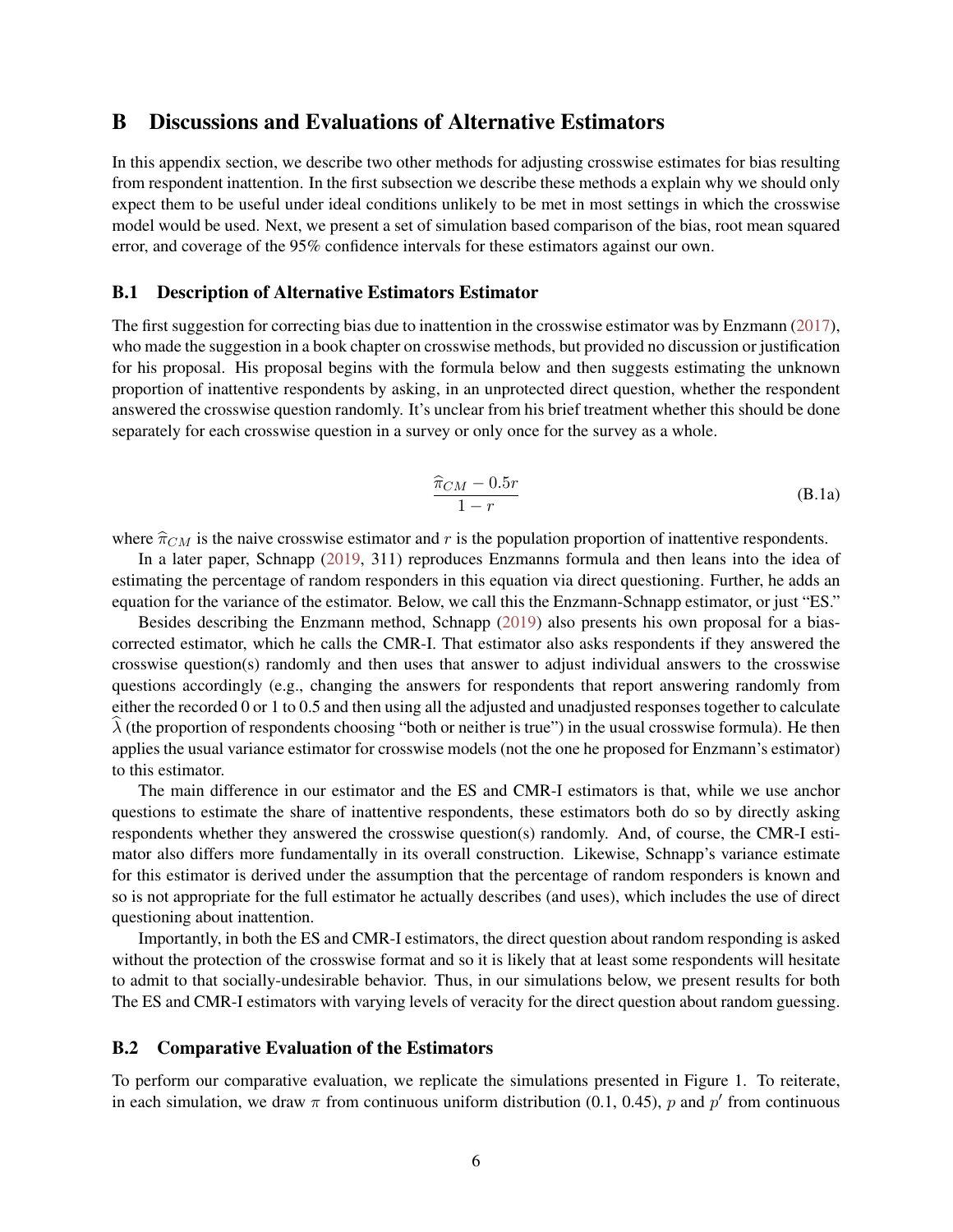## B Discussions and Evaluations of Alternative Estimators

In this appendix section, we describe two other methods for adjusting crosswise estimates for bias resulting from respondent inattention. In the first subsection we describe these methods a explain why we should only expect them to be useful under ideal conditions unlikely to be met in most settings in which the crosswise model would be used. Next, we present a set of simulation based comparison of the bias, root mean squared error, and coverage of the 95% confidence intervals for these estimators against our own.

### B.1 Description of Alternative Estimators Estimator

The first suggestion for correcting bias due to inattention in the crosswise estimator was by Enzmann (2017), who made the suggestion in a book chapter on crosswise methods, but provided no discussion or justification for his proposal. His proposal begins with the formula below and then suggests estimating the unknown proportion of inattentive respondents by asking, in an unprotected direct question, whether the respondent answered the crosswise question randomly. It's unclear from his brief treatment whether this should be done separately for each crosswise question in a survey or only once for the survey as a whole.

$$\frac{\widehat{\pi}_{CM} - 0.5r}{1 - r} \tag{B.1a}$$

where $\widehat{\pi}_{CM}$ is the naive crosswise estimator and $r$ is the population proportion of inattentive respondents.

In a later paper, Schnapp (2019, 311) reproduces Enzmanns formula and then leans into the idea of estimating the percentage of random responders in this equation via direct questioning. Further, he adds an equation for the variance of the estimator. Below, we call this the Enzmann-Schnapp estimator, or just "ES."

Besides describing the Enzmann method, Schnapp (2019) also presents his own proposal for a bias-corrected estimator, which he calls the CMR-I. That estimator also asks respondents if they answered the crosswise question(s) randomly and then uses that answer to adjust individual answers to the crosswise questions accordingly (e.g., changing the answers for respondents that report answering randomly from either the recorded 0 or 1 to 0.5 and then using all the adjusted and unadjusted responses together to calculate $\widehat{\lambda}$ (the proportion of respondents choosing "both or neither is true") in the usual crosswise formula). He then applies the usual variance estimator for crosswise models (not the one he proposed for Enzmann's estimator) to this estimator.

The main difference in our estimator and the ES and CMR-I estimators is that, while we use anchor questions to estimate the share of inattentive respondents, these estimators both do so by directly asking respondents whether they answered the crosswise question(s) randomly. And, of course, the CMR-I estimator also differs more fundamentally in its overall construction. Likewise, Schnapp's variance estimate for this estimator is derived under the assumption that the percentage of random responders is known and so is not appropriate for the full estimator he actually describes (and uses), which includes the use of direct questioning about inattention.

Importantly, in both the ES and CMR-I estimators, the direct question about random responding is asked without the protection of the crosswise format and so it is likely that at least some respondents will hesitate to admit to that socially-undesirable behavior. Thus, in our simulations below, we present results for both The ES and CMR-I estimators with varying levels of veracity for the direct question about random guessing.

### B.2 Comparative Evaluation of the Estimators

To perform our comparative evaluation, we replicate the simulations presented in Figure 1. To reiterate, in each simulation, we draw $\pi$ from continuous uniform distribution (0.1, 0.45), $p$ and $p'$ from continuous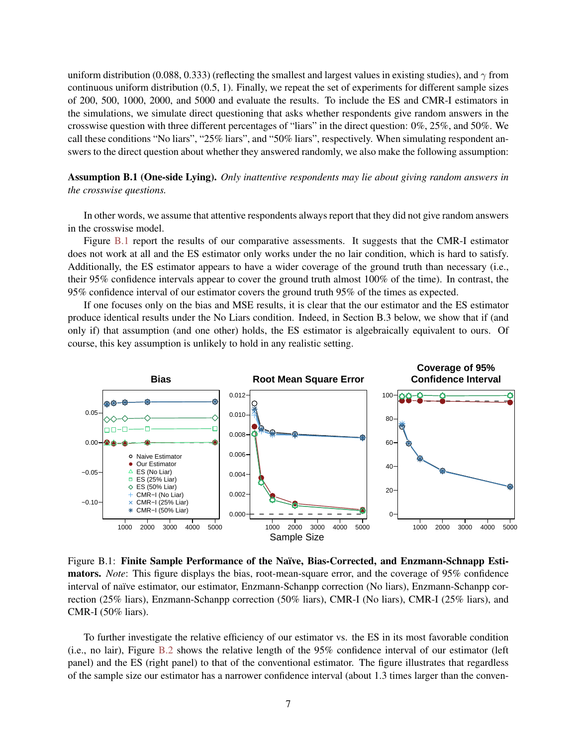uniform distribution (0.088, 0.333) (reflecting the smallest and largest values in existing studies), and $\gamma$ from continuous uniform distribution (0.5, 1). Finally, we repeat the set of experiments for different sample sizes of 200, 500, 1000, 2000, and 5000 and evaluate the results. To include the ES and CMR-I estimators in the simulations, we simulate direct questioning that asks whether respondents give random answers in the crosswise question with three different percentages of "liars" in the direct question: 0%, 25%, and 50%. We call these conditions "No liars", "25% liars", and "50% liars", respectively. When simulating respondent answers to the direct question about whether they answered randomly, we also make the following assumption:

**Assumption B.1 (One-side Lying).** *Only inattentive respondents may lie about giving random answers in the crosswise questions.*

In other words, we assume that attentive respondents always report that they did not give random answers in the crosswise model.

Figure B.1 report the results of our comparative assessments. It suggests that the CMR-I estimator does not work at all and the ES estimator only works under the no lair condition, which is hard to satisfy. Additionally, the ES estimator appears to have a wider coverage of the ground truth than necessary (i.e., their 95% confidence intervals appear to cover the ground truth almost 100% of the time). In contrast, the 95% confidence interval of our estimator covers the ground truth 95% of the times as expected.

If one focuses only on the bias and MSE results, it is clear that the our estimator and the ES estimator produce identical results under the No Liars condition. Indeed, in Section B.3 below, we show that if (and only if) that assumption (and one other) holds, the ES estimator is algebraically equivalent to ours. Of course, this key assumption is unlikely to hold in any realistic setting.

Figure B.1: **Finite Sample Performance of the Naïve, Bias-Corrected, and Enzmann-Schnapp Estimators.** *Note*: This figure displays the bias, root-mean-square error, and the coverage of 95% confidence interval of naïve estimator, our estimator, Enzmann-Schanpp correction (No liars), Enzmann-Schanpp correction (25% liars), Enzmann-Schanpp correction (50% liars), CMR-I (No liars), CMR-I (25% liars), and CMR-I (50% liars).

To further investigate the relative efficiency of our estimator vs. the ES in its most favorable condition (i.e., no lair), Figure B.2 shows the relative length of the 95% confidence interval of our estimator (left panel) and the ES (right panel) to that of the conventional estimator. The figure illustrates that regardless of the sample size our estimator has a narrower confidence interval (about 1.3 times larger than the conven-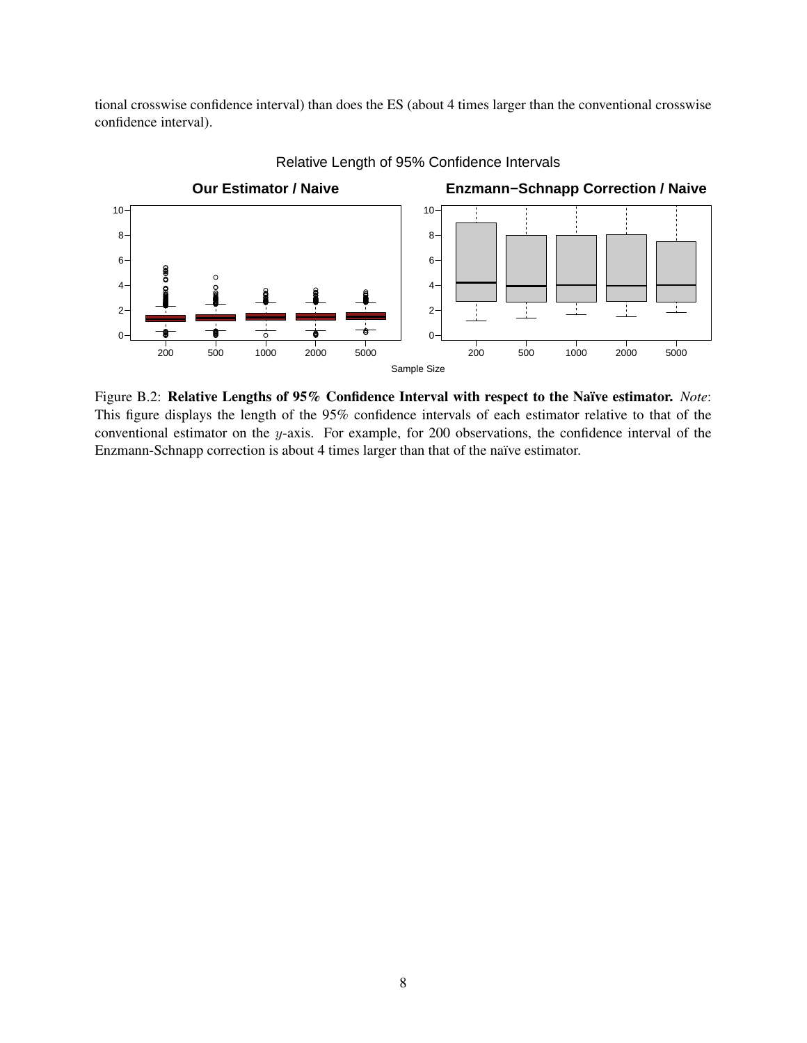tional crosswise confidence interval) than does the ES (about 4 times larger than the conventional crosswise confidence interval).

Figure B.2: **Relative Lengths of 95% Confidence Interval with respect to the Naïve estimator.** *Note*: This figure displays the length of the 95% confidence intervals of each estimator relative to that of the conventional estimator on the $y$-axis. For example, for 200 observations, the confidence interval of the Enzmann-Schnapp correction is about 4 times larger than that of the naïve estimator.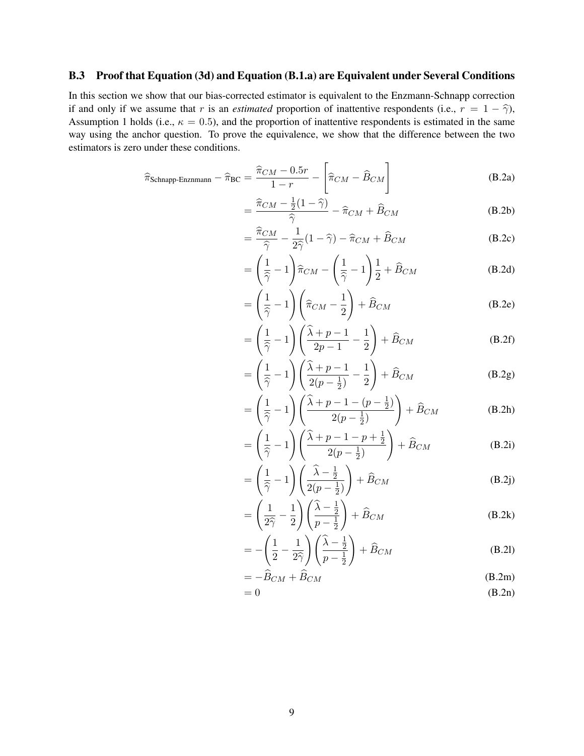### B.3 Proof that Equation (3d) and Equation (B.1.a) are Equivalent under Several Conditions

In this section we show that our bias-corrected estimator is equivalent to the Enzmann-Schnapp correction if and only if we assume that $r$ is an *estimated* proportion of inattentive respondents (i.e., $r = 1 - \widehat{\gamma}$), Assumption 1 holds (i.e., $\kappa = 0.5$), and the proportion of inattentive respondents is estimated in the same way using the anchor question. To prove the equivalence, we show that the difference between the two estimators is zero under these conditions.

$$
\begin{aligned}
\widehat{\pi}_{\text{Schnapp-Enznmann}} - \widehat{\pi}_{\text{BC}} &= \frac{\widehat{\pi}_{CM} - 0.5r}{1-r} - \left[\widehat{\pi}_{CM} - \widehat{B}_{CM}\right] && \text{(B.2a)}\\
&= \frac{\widehat{\pi}_{CM} - \frac{1}{2}(1-\widehat{\gamma})}{\widehat{\gamma}} - \widehat{\pi}_{CM} + \widehat{B}_{CM} && \text{(B.2b)}\\
&= \frac{\widehat{\pi}_{CM}}{\widehat{\gamma}} - \frac{1}{2\widehat{\gamma}}(1-\widehat{\gamma}) - \widehat{\pi}_{CM} + \widehat{B}_{CM} && \text{(B.2c)}\\
&= \left(\frac{1}{\widehat{\gamma}} - 1\right)\widehat{\pi}_{CM} - \left(\frac{1}{\widehat{\gamma}} - 1\right)\frac{1}{2} + \widehat{B}_{CM} && \text{(B.2d)}\\
&= \left(\frac{1}{\widehat{\gamma}} - 1\right)\left(\widehat{\pi}_{CM} - \frac{1}{2}\right) + \widehat{B}_{CM} && \text{(B.2e)}\\
&= \left(\frac{1}{\widehat{\gamma}} - 1\right)\left(\frac{\widehat{\lambda} + p - 1}{2p-1} - \frac{1}{2}\right) + \widehat{B}_{CM} && \text{(B.2f)}\\
&= \left(\frac{1}{\widehat{\gamma}} - 1\right)\left(\frac{\widehat{\lambda} + p - 1}{2(p-\frac{1}{2})} - \frac{1}{2}\right) + \widehat{B}_{CM} && \text{(B.2g)}\\
&= \left(\frac{1}{\widehat{\gamma}} - 1\right)\left(\frac{\widehat{\lambda} + p - 1 - (p-\frac{1}{2})}{2(p-\frac{1}{2})}\right) + \widehat{B}_{CM} && \text{(B.2h)}\\
&= \left(\frac{1}{\widehat{\gamma}} - 1\right)\left(\frac{\widehat{\lambda} + p - 1 - p + \frac{1}{2}}{2(p-\frac{1}{2})}\right) + \widehat{B}_{CM} && \text{(B.2i)}\\
&= \left(\frac{1}{\widehat{\gamma}} - 1\right)\left(\frac{\widehat{\lambda} - \frac{1}{2}}{2(p-\frac{1}{2})}\right) + \widehat{B}_{CM} && \text{(B.2j)}\\
&= \left(\frac{1}{2\widehat{\gamma}} - \frac{1}{2}\right)\left(\frac{\widehat{\lambda} - \frac{1}{2}}{p-\frac{1}{2}}\right) + \widehat{B}_{CM} && \text{(B.2k)}\\
&= -\left(\frac{1}{2} - \frac{1}{2\widehat{\gamma}}\right)\left(\frac{\widehat{\lambda} - \frac{1}{2}}{p-\frac{1}{2}}\right) + \widehat{B}_{CM} && \text{(B.2l)}\\
&= -\widehat{B}_{CM} + \widehat{B}_{CM} && \text{(B.2m)}\\
&= 0 && \text{(B.2n)}
\end{aligned}
$$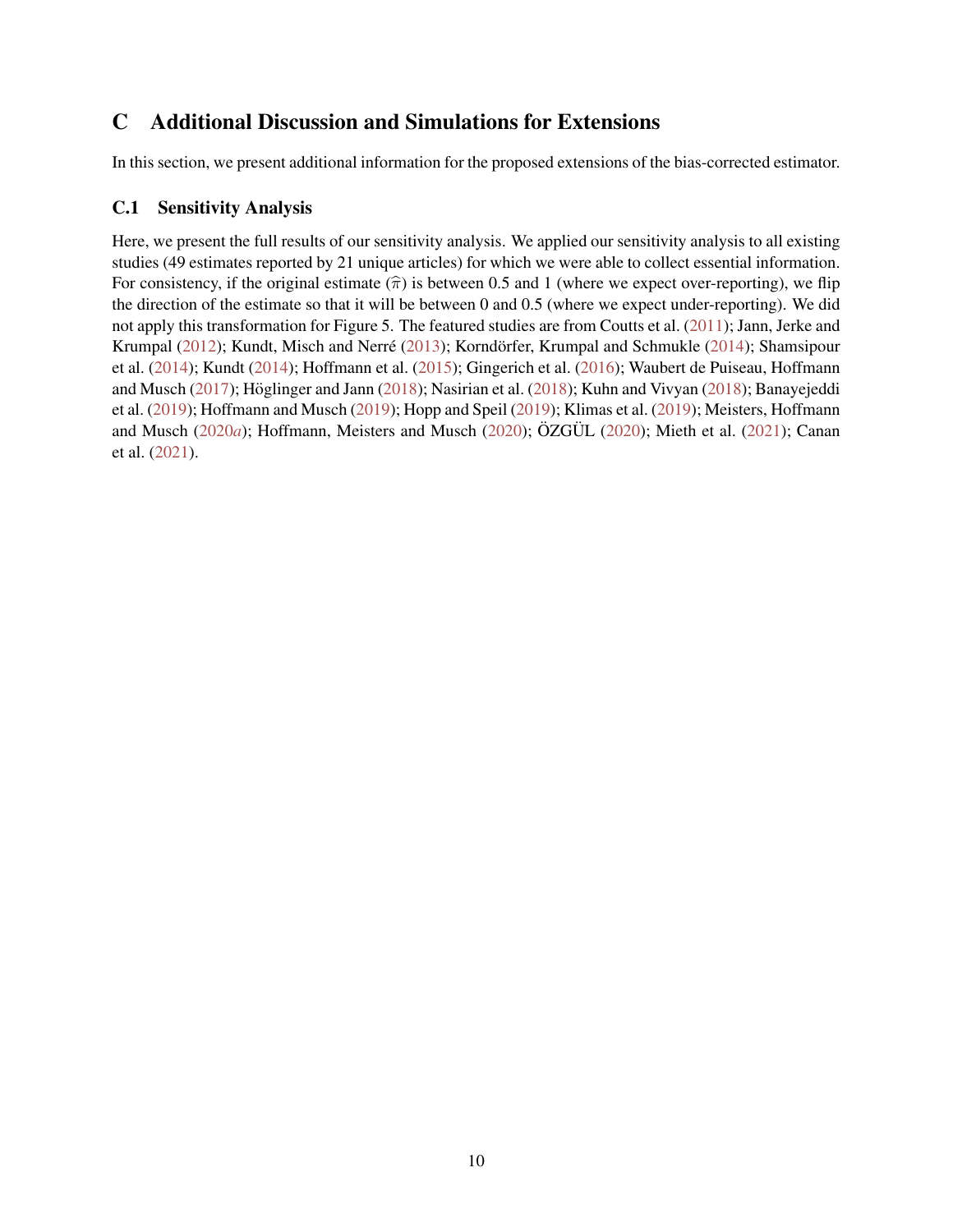# C Additional Discussion and Simulations for Extensions

In this section, we present additional information for the proposed extensions of the bias-corrected estimator.

## C.1 Sensitivity Analysis

Here, we present the full results of our sensitivity analysis. We applied our sensitivity analysis to all existing studies (49 estimates reported by 21 unique articles) for which we were able to collect essential information. For consistency, if the original estimate ($\widehat{\pi}$) is between 0.5 and 1 (where we expect over-reporting), we flip the direction of the estimate so that it will be between 0 and 0.5 (where we expect under-reporting). We did not apply this transformation for Figure 5. The featured studies are from Coutts et al. (2011); Jann, Jerke and Krumpal (2012); Kundt, Misch and Nerré (2013); Korndörfer, Krumpal and Schmukle (2014); Shamsipour et al. (2014); Kundt (2014); Hoffmann et al. (2015); Gingerich et al. (2016); Waubert de Puiseau, Hoffmann and Musch (2017); Höglinger and Jann (2018); Nasirian et al. (2018); Kuhn and Vivyan (2018); Banayejeddi et al. (2019); Hoffmann and Musch (2019); Hopp and Speil (2019); Klimas et al. (2019); Meisters, Hoffmann and Musch (2020*a*); Hoffmann, Meisters and Musch (2020); ÖZGÜL (2020); Mieth et al. (2021); Canan et al. (2021).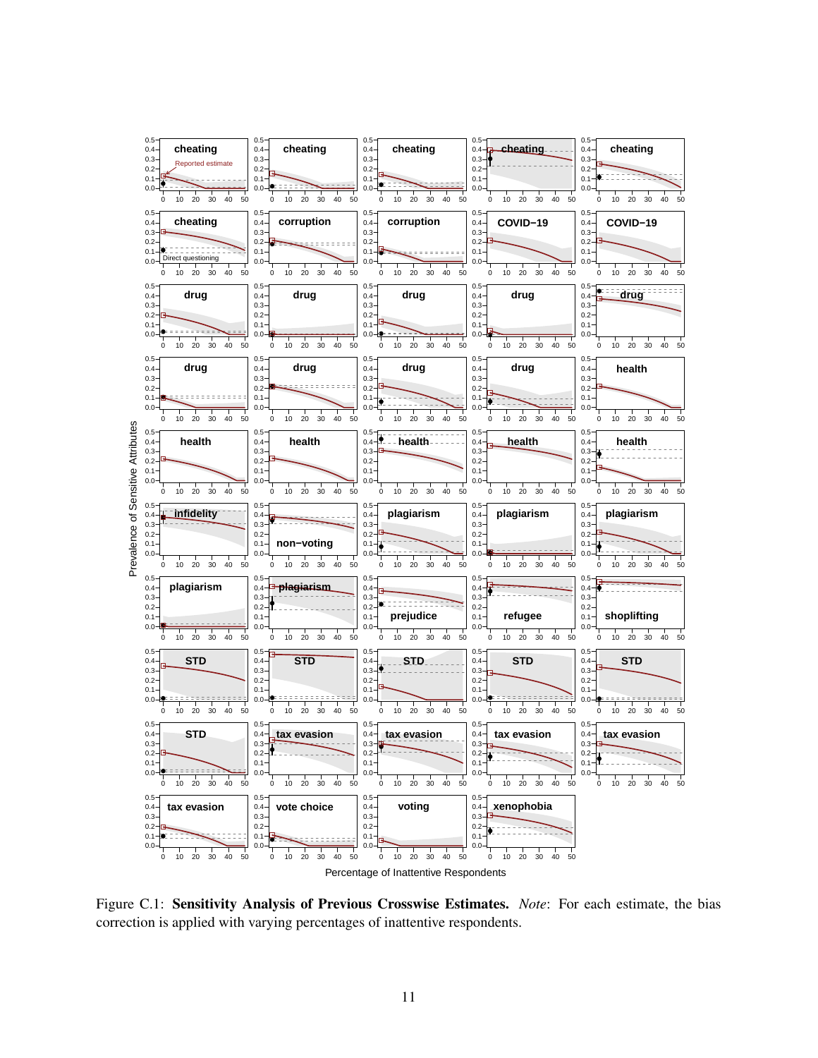Figure C.1: **Sensitivity Analysis of Previous Crosswise Estimates.** *Note*: For each estimate, the bias correction is applied with varying percentages of inattentive respondents.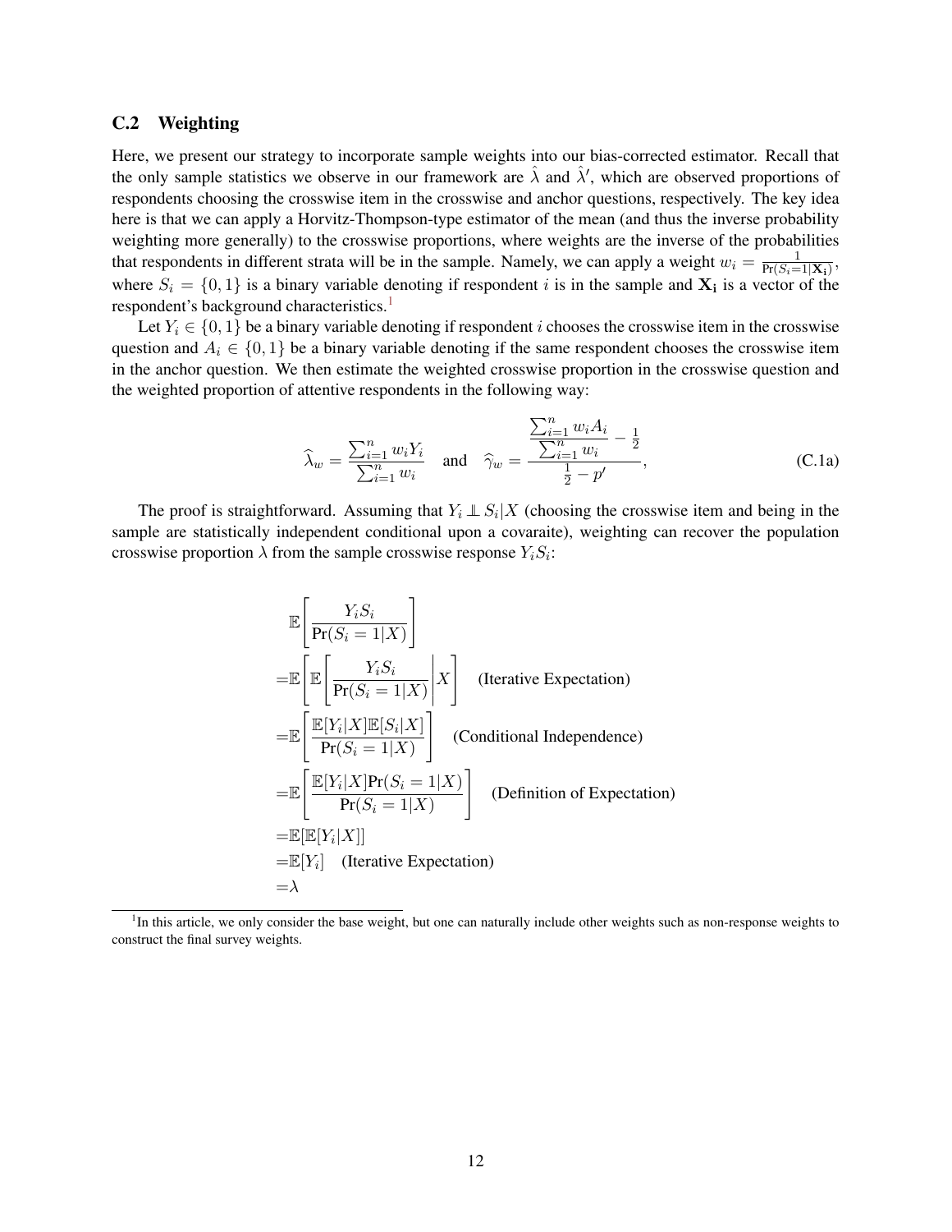### C.2 Weighting

Here, we present our strategy to incorporate sample weights into our bias-corrected estimator. Recall that the only sample statistics we observe in our framework are $\hat{\lambda}$ and $\hat{\lambda}'$, which are observed proportions of respondents choosing the crosswise item in the crosswise and anchor questions, respectively. The key idea here is that we can apply a Horvitz-Thompson-type estimator of the mean (and thus the inverse probability weighting more generally) to the crosswise proportions, where weights are the inverse of the probabilities that respondents in different strata will be in the sample. Namely, we can apply a weight $w_i = \frac{1}{\Pr(S_i=1|\mathbf{X_i})}$, where $S_i = \{0, 1\}$ is a binary variable denoting if respondent $i$ is in the sample and $\mathbf{X_i}$ is a vector of the respondent's background characteristics.[1]

Let $Y_i \in \{0, 1\}$ be a binary variable denoting if respondent $i$ chooses the crosswise item in the crosswise question and $A_i \in \{0, 1\}$ be a binary variable denoting if the same respondent chooses the crosswise item in the anchor question. We then estimate the weighted crosswise proportion in the crosswise question and the weighted proportion of attentive respondents in the following way:

$$\widehat{\lambda}_w = \frac{\sum_{i=1}^{n} w_i Y_i}{\sum_{i=1}^{n} w_i} \quad \text{and} \quad \widehat{\gamma}_w = \frac{\dfrac{\sum_{i=1}^{n} w_i A_i}{\sum_{i=1}^{n} w_i} - \frac{1}{2}}{\frac{1}{2} - p'}, \tag{C.1a}$$

The proof is straightforward. Assuming that $Y_i \perp\!\!\!\perp S_i | X$ (choosing the crosswise item and being in the sample are statistically independent conditional upon a covaraite), weighting can recover the population crosswise proportion $\lambda$ from the sample crosswise response $Y_i S_i$:

$$\begin{aligned}
&\mathbb{E}\left[\frac{Y_i S_i}{\Pr(S_i = 1|X)}\right] \\
=&\mathbb{E}\left[\mathbb{E}\left[\frac{Y_i S_i}{\Pr(S_i = 1|X)}\middle| X\right]\right] \quad \text{(Iterative Expectation)} \\
=&\mathbb{E}\left[\frac{\mathbb{E}[Y_i|X]\mathbb{E}[S_i|X]}{\Pr(S_i = 1|X)}\right] \quad \text{(Conditional Independence)} \\
=&\mathbb{E}\left[\frac{\mathbb{E}[Y_i|X]\Pr(S_i = 1|X)}{\Pr(S_i = 1|X)}\right] \quad \text{(Definition of Expectation)} \\
=&\mathbb{E}[\mathbb{E}[Y_i|X]] \\
=&\mathbb{E}[Y_i] \quad \text{(Iterative Expectation)} \\
=&\lambda
\end{aligned}$$

[1] In this article, we only consider the base weight, but one can naturally include other weights such as non-response weights to construct the final survey weights.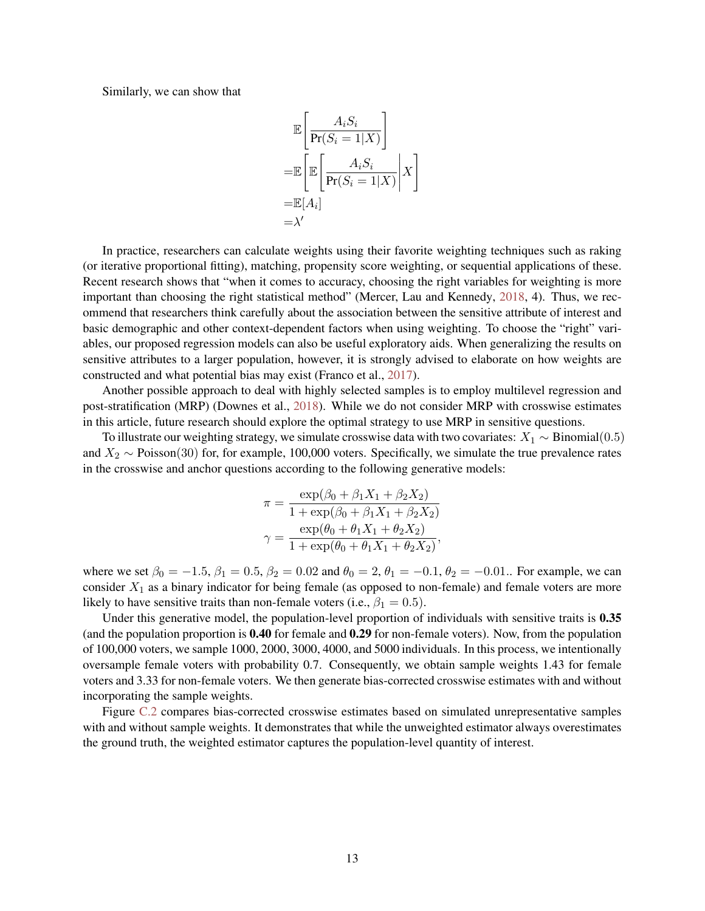Similarly, we can show that

$$
\begin{aligned}
&\mathbb{E}\left[\frac{A_i S_i}{\Pr(S_i = 1|X)}\right] \\
=&\mathbb{E}\left[\mathbb{E}\left[\frac{A_i S_i}{\Pr(S_i = 1|X)}\middle| X\right]\right] \\
=&\mathbb{E}[A_i] \\
=&\lambda'
\end{aligned}
$$

In practice, researchers can calculate weights using their favorite weighting techniques such as raking (or iterative proportional fitting), matching, propensity score weighting, or sequential applications of these. Recent research shows that "when it comes to accuracy, choosing the right variables for weighting is more important than choosing the right statistical method" (Mercer, Lau and Kennedy, 2018, 4). Thus, we recommend that researchers think carefully about the association between the sensitive attribute of interest and basic demographic and other context-dependent factors when using weighting. To choose the "right" variables, our proposed regression models can also be useful exploratory aids. When generalizing the results on sensitive attributes to a larger population, however, it is strongly advised to elaborate on how weights are constructed and what potential bias may exist (Franco et al., 2017).

Another possible approach to deal with highly selected samples is to employ multilevel regression and post-stratification (MRP) (Downes et al., 2018). While we do not consider MRP with crosswise estimates in this article, future research should explore the optimal strategy to use MRP in sensitive questions.

To illustrate our weighting strategy, we simulate crosswise data with two covariates: $X_1 \sim \text{Binomial}(0.5)$ and $X_2 \sim \text{Poisson}(30)$ for, for example, 100,000 voters. Specifically, we simulate the true prevalence rates in the crosswise and anchor questions according to the following generative models:

$$
\begin{aligned}
\pi &= \frac{\exp(\beta_0 + \beta_1 X_1 + \beta_2 X_2)}{1 + \exp(\beta_0 + \beta_1 X_1 + \beta_2 X_2)} \\
\gamma &= \frac{\exp(\theta_0 + \theta_1 X_1 + \theta_2 X_2)}{1 + \exp(\theta_0 + \theta_1 X_1 + \theta_2 X_2)},
\end{aligned}
$$

where we set $\beta_0 = -1.5$, $\beta_1 = 0.5$, $\beta_2 = 0.02$ and $\theta_0 = 2$, $\theta_1 = -0.1$, $\theta_2 = -0.01$.. For example, we can consider $X_1$ as a binary indicator for being female (as opposed to non-female) and female voters are more likely to have sensitive traits than non-female voters (i.e., $\beta_1 = 0.5$).

Under this generative model, the population-level proportion of individuals with sensitive traits is **0.35** (and the population proportion is **0.40** for female and **0.29** for non-female voters). Now, from the population of 100,000 voters, we sample 1000, 2000, 3000, 4000, and 5000 individuals. In this process, we intentionally oversample female voters with probability 0.7. Consequently, we obtain sample weights 1.43 for female voters and 3.33 for non-female voters. We then generate bias-corrected crosswise estimates with and without incorporating the sample weights.

Figure C.2 compares bias-corrected crosswise estimates based on simulated unrepresentative samples with and without sample weights. It demonstrates that while the unweighted estimator always overestimates the ground truth, the weighted estimator captures the population-level quantity of interest.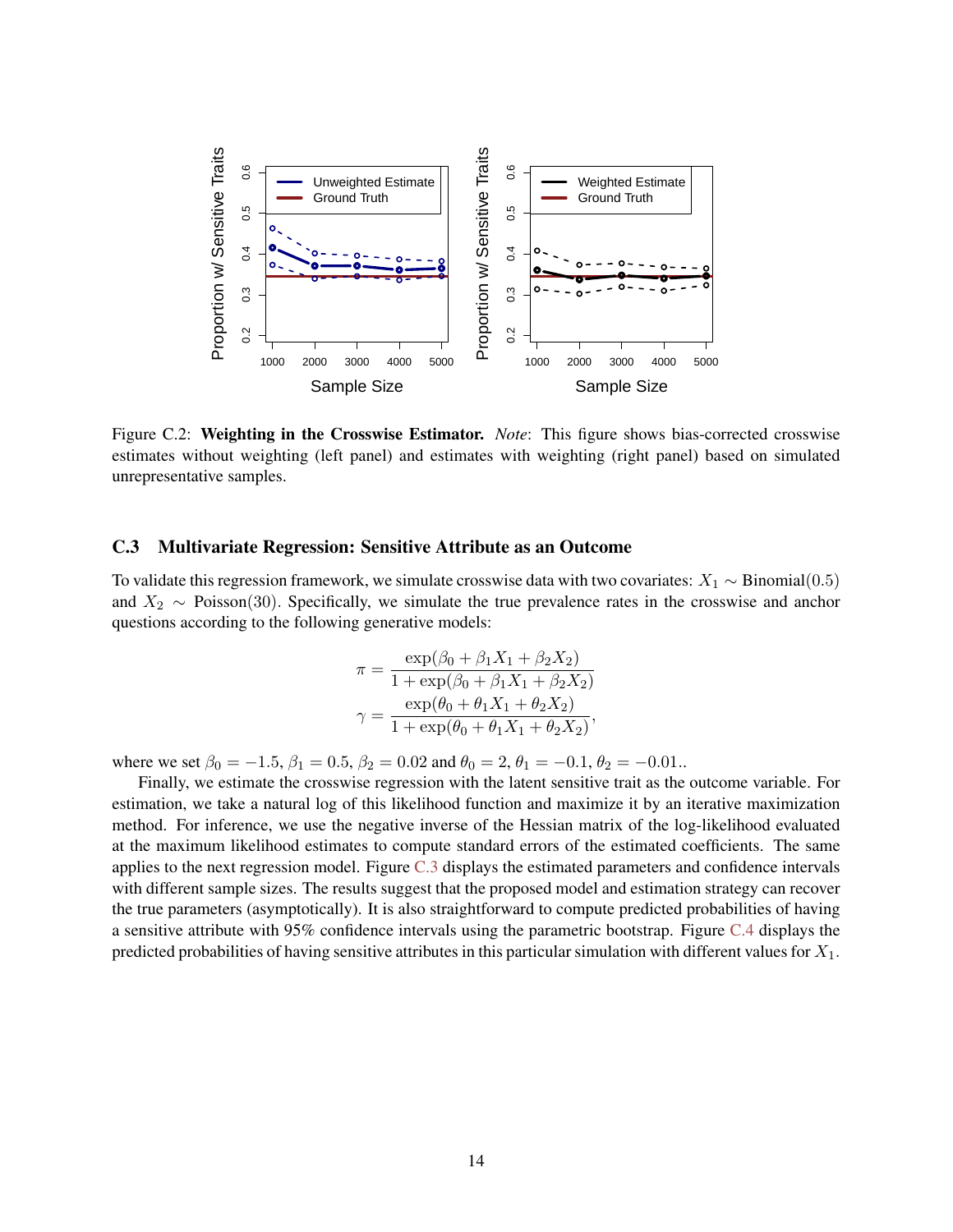Figure C.2: **Weighting in the Crosswise Estimator.** *Note*: This figure shows bias-corrected crosswise estimates without weighting (left panel) and estimates with weighting (right panel) based on simulated unrepresentative samples.

## C.3 Multivariate Regression: Sensitive Attribute as an Outcome

To validate this regression framework, we simulate crosswise data with two covariates: $X_1 \sim \text{Binomial}(0.5)$ and $X_2 \sim \text{Poisson}(30)$. Specifically, we simulate the true prevalence rates in the crosswise and anchor questions according to the following generative models:

$$\pi = \frac{\exp(\beta_0 + \beta_1 X_1 + \beta_2 X_2)}{1 + \exp(\beta_0 + \beta_1 X_1 + \beta_2 X_2)}$$
$$\gamma = \frac{\exp(\theta_0 + \theta_1 X_1 + \theta_2 X_2)}{1 + \exp(\theta_0 + \theta_1 X_1 + \theta_2 X_2)},$$

where we set $\beta_0 = -1.5$, $\beta_1 = 0.5$, $\beta_2 = 0.02$ and $\theta_0 = 2$, $\theta_1 = -0.1$, $\theta_2 = -0.01$..

Finally, we estimate the crosswise regression with the latent sensitive trait as the outcome variable. For estimation, we take a natural log of this likelihood function and maximize it by an iterative maximization method. For inference, we use the negative inverse of the Hessian matrix of the log-likelihood evaluated at the maximum likelihood estimates to compute standard errors of the estimated coefficients. The same applies to the next regression model. Figure C.3 displays the estimated parameters and confidence intervals with different sample sizes. The results suggest that the proposed model and estimation strategy can recover the true parameters (asymptotically). It is also straightforward to compute predicted probabilities of having a sensitive attribute with 95% confidence intervals using the parametric bootstrap. Figure C.4 displays the predicted probabilities of having sensitive attributes in this particular simulation with different values for $X_1$.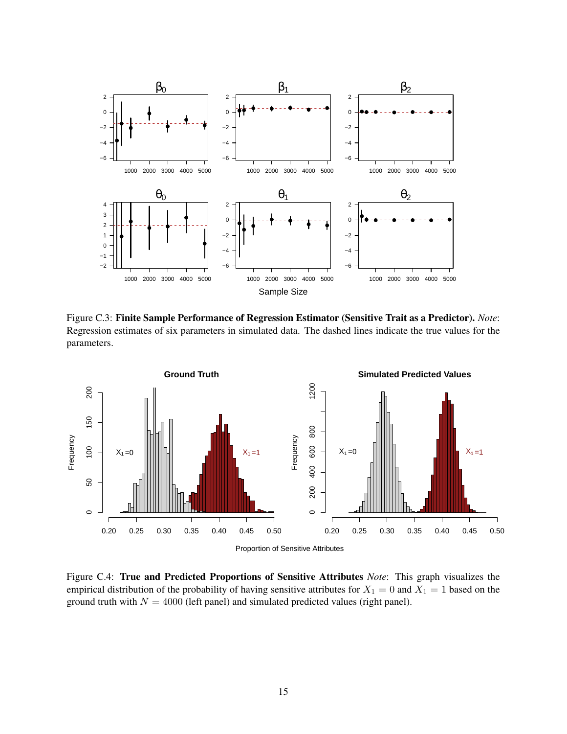Figure C.3: **Finite Sample Performance of Regression Estimator (Sensitive Trait as a Predictor).** *Note*: Regression estimates of six parameters in simulated data. The dashed lines indicate the true values for the parameters.

Figure C.4: **True and Predicted Proportions of Sensitive Attributes** *Note*: This graph visualizes the empirical distribution of the probability of having sensitive attributes for $X_1 = 0$ and $X_1 = 1$ based on the ground truth with $N = 4000$ (left panel) and simulated predicted values (right panel).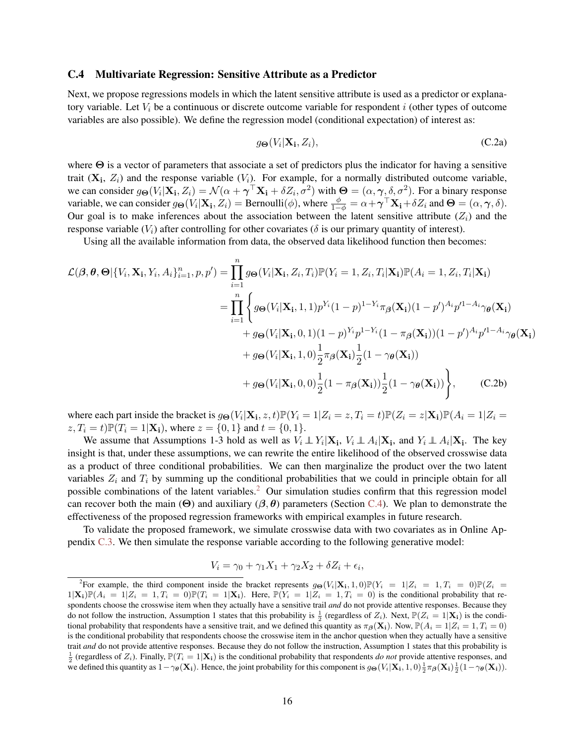### C.4 Multivariate Regression: Sensitive Attribute as a Predictor

Next, we propose regressions models in which the latent sensitive attribute is used as a predictor or explanatory variable. Let $V_i$ be a continuous or discrete outcome variable for respondent $i$ (other types of outcome variables are also possible). We define the regression model (conditional expectation) of interest as:

$$g_{\mathbf{\Theta}}(V_i|\mathbf{X_i}, Z_i), \tag{C.2a}$$

where $\mathbf{\Theta}$ is a vector of parameters that associate a set of predictors plus the indicator for having a sensitive trait ($\mathbf{X_i}$, $Z_i$) and the response variable ($V_i$). For example, for a normally distributed outcome variable, we can consider $g_{\mathbf{\Theta}}(V_i|\mathbf{X_i}, Z_i) = \mathcal{N}(\alpha + \boldsymbol{\gamma}^\top \mathbf{X_i} + \delta Z_i, \sigma^2)$ with $\mathbf{\Theta} = (\alpha, \boldsymbol{\gamma}, \delta, \sigma^2)$. For a binary response variable, we can consider $g_{\mathbf{\Theta}}(V_i|\mathbf{X_i}, Z_i) = \text{Bernoulli}(\phi)$, where $\frac{\phi}{1-\phi} = \alpha + \boldsymbol{\gamma}^\top \mathbf{X_i} + \delta Z_i$ and $\mathbf{\Theta} = (\alpha, \boldsymbol{\gamma}, \delta)$. Our goal is to make inferences about the association between the latent sensitive attribute ($Z_i$) and the response variable ($V_i$) after controlling for other covariates ($\delta$ is our primary quantity of interest).

Using all the available information from data, the observed data likelihood function then becomes:

$$\begin{aligned}
\mathcal{L}(\boldsymbol{\beta}, \boldsymbol{\theta}, \mathbf{\Theta}|\{V_i, \mathbf{X_i}, Y_i, A_i\}_{i=1}^n, p, p') &= \prod_{i=1}^n g_{\mathbf{\Theta}}(V_i|\mathbf{X_i}, Z_i, T_i)\mathbb{P}(Y_i = 1, Z_i, T_i|\mathbf{X_i})\mathbb{P}(A_i = 1, Z_i, T_i|\mathbf{X_i}) \\
&= \prod_{i=1}^n \Bigg\{ g_{\mathbf{\Theta}}(V_i|\mathbf{X_i}, 1, 1)p^{Y_i}(1-p)^{1-Y_i}\pi_{\boldsymbol{\beta}}(\mathbf{X_i})(1-p')^{A_i}p'^{1-A_i}\gamma_{\boldsymbol{\theta}}(\mathbf{X_i}) \\
&\quad + g_{\mathbf{\Theta}}(V_i|\mathbf{X_i}, 0, 1)(1-p)^{Y_i}p^{1-Y_i}(1-\pi_{\boldsymbol{\beta}}(\mathbf{X_i}))(1-p')^{A_i}p'^{1-A_i}\gamma_{\boldsymbol{\theta}}(\mathbf{X_i}) \\
&\quad + g_{\mathbf{\Theta}}(V_i|\mathbf{X_i}, 1, 0)\frac{1}{2}\pi_{\boldsymbol{\beta}}(\mathbf{X_i})\frac{1}{2}(1-\gamma_{\boldsymbol{\theta}}(\mathbf{X_i})) \\
&\quad + g_{\mathbf{\Theta}}(V_i|\mathbf{X_i}, 0, 0)\frac{1}{2}(1-\pi_{\boldsymbol{\beta}}(\mathbf{X_i}))\frac{1}{2}(1-\gamma_{\boldsymbol{\theta}}(\mathbf{X_i})) \Bigg\},
\end{aligned} \tag{C.2b}$$

where each part inside the bracket is $g_{\mathbf{\Theta}}(V_i|\mathbf{X_i}, z, t)\mathbb{P}(Y_i = 1|Z_i = z, T_i = t)\mathbb{P}(Z_i = z|\mathbf{X_i})\mathbb{P}(A_i = 1|Z_i = z, T_i = t)\mathbb{P}(T_i = 1|\mathbf{X_i})$, where $z = \{0, 1\}$ and $t = \{0, 1\}$.

We assume that Assumptions 1-3 hold as well as $V_i \perp\!\!\!\perp Y_i|\mathbf{X_i}$, $V_i \perp\!\!\!\perp A_i|\mathbf{X_i}$, and $Y_i \perp\!\!\!\perp A_i|\mathbf{X_i}$. The key insight is that, under these assumptions, we can rewrite the entire likelihood of the observed crosswise data as a product of three conditional probabilities. We can then marginalize the product over the two latent variables $Z_i$ and $T_i$ by summing up the conditional probabilities that we could in principle obtain for all possible combinations of the latent variables.[2] Our simulation studies confirm that this regression model can recover both the main ($\mathbf{\Theta}$) and auxiliary ($\boldsymbol{\beta}, \boldsymbol{\theta}$) parameters (Section C.4). We plan to demonstrate the effectiveness of the proposed regression frameworks with empirical examples in future research.

To validate the proposed framework, we simulate crosswise data with two covariates as in Online Appendix C.3. We then simulate the response variable according to the following generative model:

$$V_i = \gamma_0 + \gamma_1 X_1 + \gamma_2 X_2 + \delta Z_i + \epsilon_i,$$

[2] For example, the third component inside the bracket represents $g_{\mathbf{\Theta}}(V_i|\mathbf{X_i}, 1, 0)\mathbb{P}(Y_i = 1|Z_i = 1, T_i = 0)\mathbb{P}(Z_i = 1|\mathbf{X_i})\mathbb{P}(A_i = 1|Z_i = 1, T_i = 0)\mathbb{P}(T_i = 1|\mathbf{X_i})$. Here, $\mathbb{P}(Y_i = 1|Z_i = 1, T_i = 0)$ is the conditional probability that respondents choose the crosswise item when they actually have a sensitive trail *and* do not provide attentive responses. Because they do not follow the instruction, Assumption 1 states that this probability is $\frac{1}{2}$ (regardless of $Z_i$). Next, $\mathbb{P}(Z_i = 1|\mathbf{X_i})$ is the conditional probability that respondents have a sensitive trait, and we defined this quantity as $\pi_{\boldsymbol{\beta}}(\mathbf{X_i})$. Now, $\mathbb{P}(A_i = 1|Z_i = 1, T_i = 0)$ is the conditional probability that respondents choose the crosswise item in the anchor question when they actually have a sensitive trait *and* do not provide attentive responses. Because they do not follow the instruction, Assumption 1 states that this probability is $\frac{1}{2}$ (regardless of $Z_i$). Finally, $\mathbb{P}(T_i = 1|\mathbf{X_i})$ is the conditional probability that respondents *do not* provide attentive responses, and we defined this quantity as $1 - \gamma_{\boldsymbol{\theta}}(\mathbf{X_i})$. Hence, the joint probability for this component is $g_{\mathbf{\Theta}}(V_i|\mathbf{X_i}, 1, 0)\frac{1}{2}\pi_{\boldsymbol{\beta}}(\mathbf{X_i})\frac{1}{2}(1 - \gamma_{\boldsymbol{\theta}}(\mathbf{X_i}))$.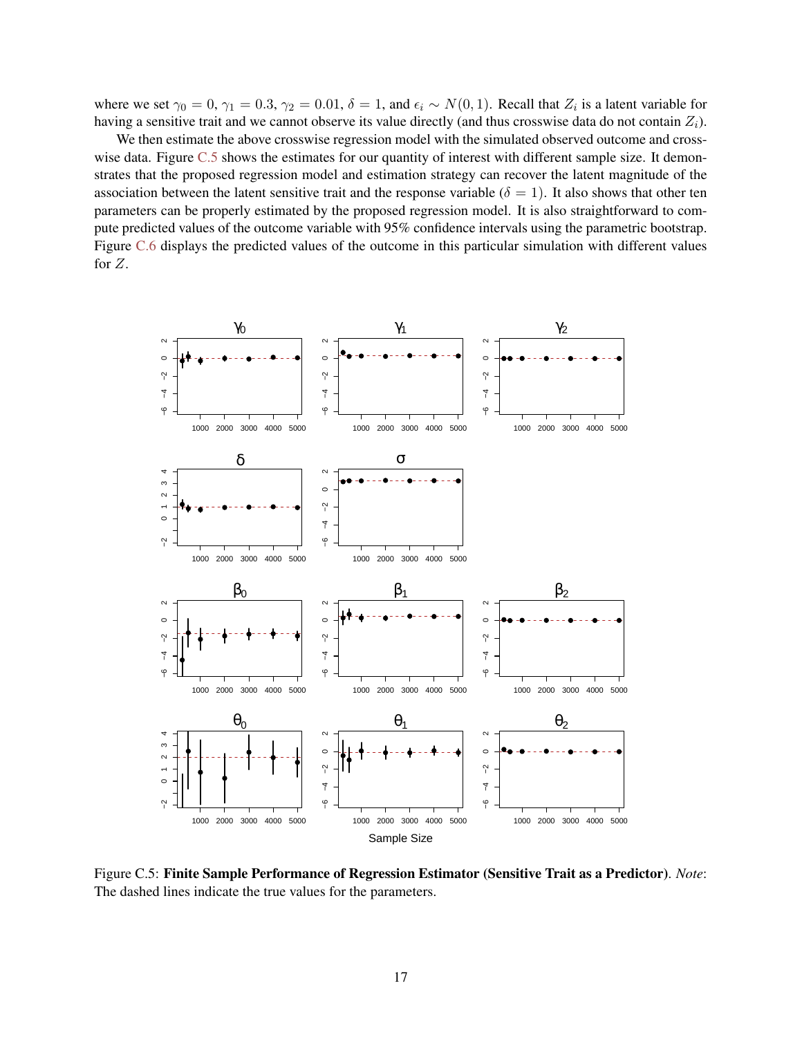where we set $\gamma_0 = 0$, $\gamma_1 = 0.3$, $\gamma_2 = 0.01$, $\delta = 1$, and $\epsilon_i \sim N(0, 1)$. Recall that $Z_i$ is a latent variable for having a sensitive trait and we cannot observe its value directly (and thus crosswise data do not contain $Z_i$).

We then estimate the above crosswise regression model with the simulated observed outcome and crosswise data. Figure C.5 shows the estimates for our quantity of interest with different sample size. It demonstrates that the proposed regression model and estimation strategy can recover the latent magnitude of the association between the latent sensitive trait and the response variable ($\delta = 1$). It also shows that other ten parameters can be properly estimated by the proposed regression model. It is also straightforward to compute predicted values of the outcome variable with 95% confidence intervals using the parametric bootstrap. Figure C.6 displays the predicted values of the outcome in this particular simulation with different values for $Z$.

Figure C.5: **Finite Sample Performance of Regression Estimator (Sensitive Trait as a Predictor)**. *Note*: The dashed lines indicate the true values for the parameters.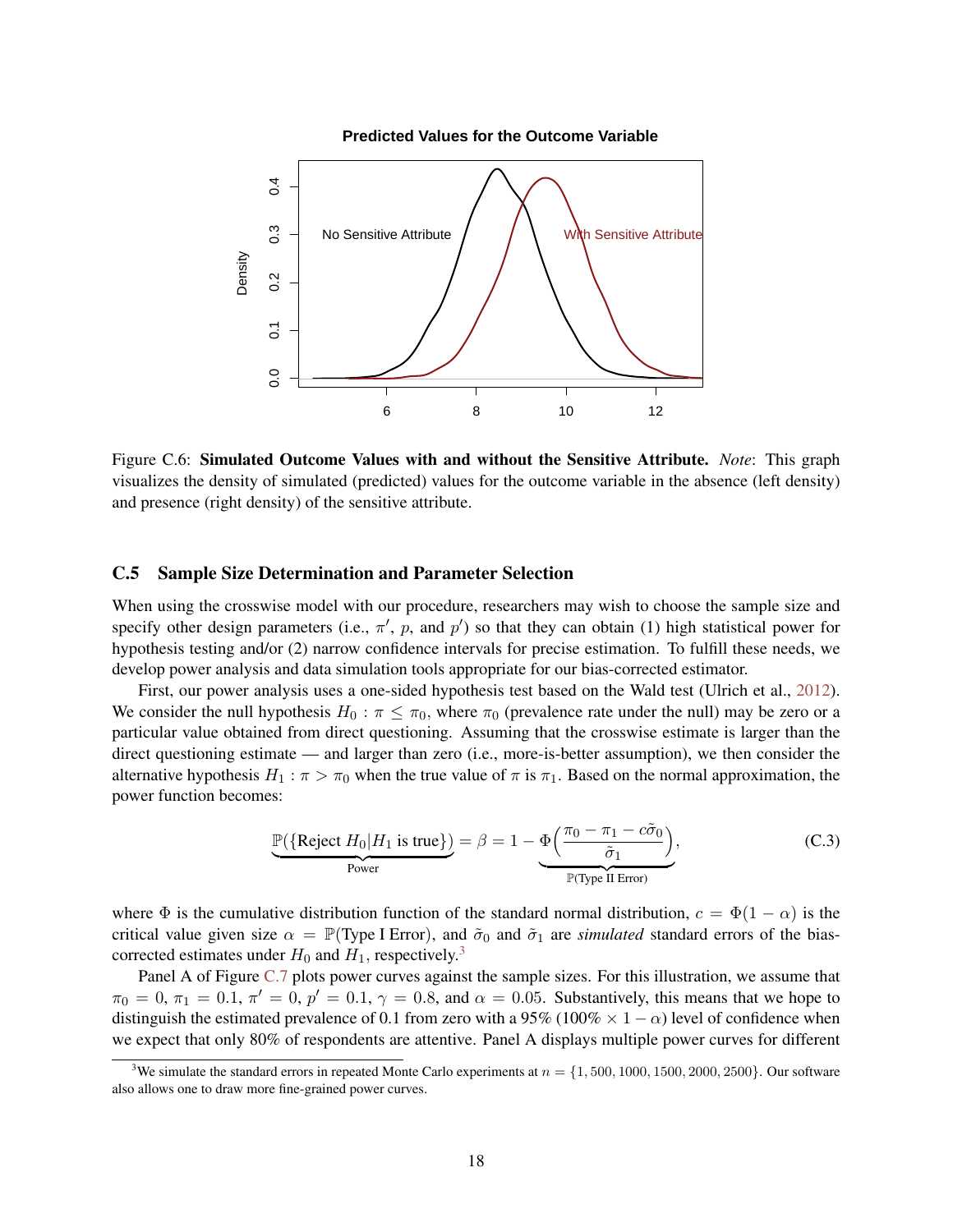Figure C.6: **Simulated Outcome Values with and without the Sensitive Attribute.** *Note*: This graph visualizes the density of simulated (predicted) values for the outcome variable in the absence (left density) and presence (right density) of the sensitive attribute.

### C.5 Sample Size Determination and Parameter Selection

When using the crosswise model with our procedure, researchers may wish to choose the sample size and specify other design parameters (i.e., $\pi'$, $p$, and $p'$) so that they can obtain (1) high statistical power for hypothesis testing and/or (2) narrow confidence intervals for precise estimation. To fulfill these needs, we develop power analysis and data simulation tools appropriate for our bias-corrected estimator.

First, our power analysis uses a one-sided hypothesis test based on the Wald test (Ulrich et al., 2012). We consider the null hypothesis $H_0 : \pi \leq \pi_0$, where $\pi_0$ (prevalence rate under the null) may be zero or a particular value obtained from direct questioning. Assuming that the crosswise estimate is larger than the direct questioning estimate — and larger than zero (i.e., more-is-better assumption), we then consider the alternative hypothesis $H_1 : \pi > \pi_0$ when the true value of $\pi$ is $\pi_1$. Based on the normal approximation, the power function becomes:

$$\underbrace{\mathbb{P}(\{\text{Reject } H_0 | H_1 \text{ is true}\})}_{\text{Power}} = \beta = 1 - \underbrace{\Phi\Big(\frac{\pi_0 - \pi_1 - c\tilde{\sigma}_0}{\tilde{\sigma}_1}\Big)}_{\mathbb{P}(\text{Type II Error})}, \tag{C.3}$$

where $\Phi$ is the cumulative distribution function of the standard normal distribution, $c = \Phi(1 - \alpha)$ is the critical value given size $\alpha = \mathbb{P}(\text{Type I Error})$, and $\tilde{\sigma}_0$ and $\tilde{\sigma}_1$ are *simulated* standard errors of the bias-corrected estimates under $H_0$ and $H_1$, respectively.[3]

Panel A of Figure C.7 plots power curves against the sample sizes. For this illustration, we assume that $\pi_0 = 0$, $\pi_1 = 0.1$, $\pi' = 0$, $p' = 0.1$, $\gamma = 0.8$, and $\alpha = 0.05$. Substantively, this means that we hope to distinguish the estimated prevalence of 0.1 from zero with a 95% ($100\% \times 1 - \alpha$) level of confidence when we expect that only 80% of respondents are attentive. Panel A displays multiple power curves for different

[3] We simulate the standard errors in repeated Monte Carlo experiments at $n = \{1, 500, 1000, 1500, 2000, 2500\}$. Our software also allows one to draw more fine-grained power curves.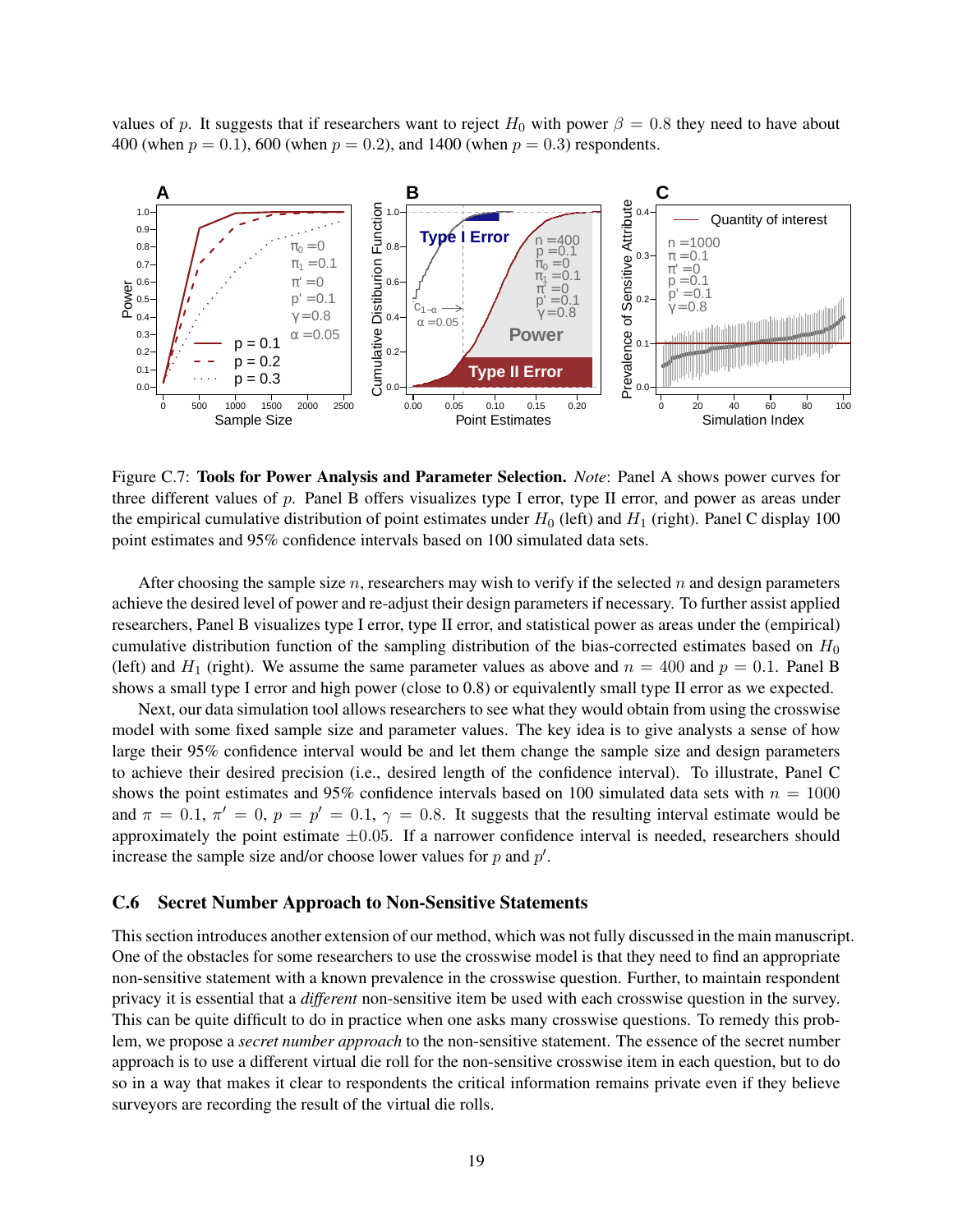values of $p$. It suggests that if researchers want to reject $H_0$ with power $\beta = 0.8$ they need to have about 400 (when $p = 0.1$), 600 (when $p = 0.2$), and 1400 (when $p = 0.3$) respondents.

Figure C.7: **Tools for Power Analysis and Parameter Selection.** *Note*: Panel A shows power curves for three different values of $p$. Panel B offers visualizes type I error, type II error, and power as areas under the empirical cumulative distribution of point estimates under $H_0$ (left) and $H_1$ (right). Panel C display 100 point estimates and 95% confidence intervals based on 100 simulated data sets.

After choosing the sample size $n$, researchers may wish to verify if the selected $n$ and design parameters achieve the desired level of power and re-adjust their design parameters if necessary. To further assist applied researchers, Panel B visualizes type I error, type II error, and statistical power as areas under the (empirical) cumulative distribution function of the sampling distribution of the bias-corrected estimates based on $H_0$ (left) and $H_1$ (right). We assume the same parameter values as above and $n = 400$ and $p = 0.1$. Panel B shows a small type I error and high power (close to 0.8) or equivalently small type II error as we expected.

Next, our data simulation tool allows researchers to see what they would obtain from using the crosswise model with some fixed sample size and parameter values. The key idea is to give analysts a sense of how large their 95% confidence interval would be and let them change the sample size and design parameters to achieve their desired precision (i.e., desired length of the confidence interval). To illustrate, Panel C shows the point estimates and 95% confidence intervals based on 100 simulated data sets with $n = 1000$ and $\pi = 0.1$, $\pi' = 0$, $p = p' = 0.1$, $\gamma = 0.8$. It suggests that the resulting interval estimate would be approximately the point estimate $\pm 0.05$. If a narrower confidence interval is needed, researchers should increase the sample size and/or choose lower values for $p$ and $p'$.

## C.6 Secret Number Approach to Non-Sensitive Statements

This section introduces another extension of our method, which was not fully discussed in the main manuscript. One of the obstacles for some researchers to use the crosswise model is that they need to find an appropriate non-sensitive statement with a known prevalence in the crosswise question. Further, to maintain respondent privacy it is essential that a *different* non-sensitive item be used with each crosswise question in the survey. This can be quite difficult to do in practice when one asks many crosswise questions. To remedy this problem, we propose a *secret number approach* to the non-sensitive statement. The essence of the secret number approach is to use a different virtual die roll for the non-sensitive crosswise item in each question, but to do so in a way that makes it clear to respondents the critical information remains private even if they believe surveyors are recording the result of the virtual die rolls.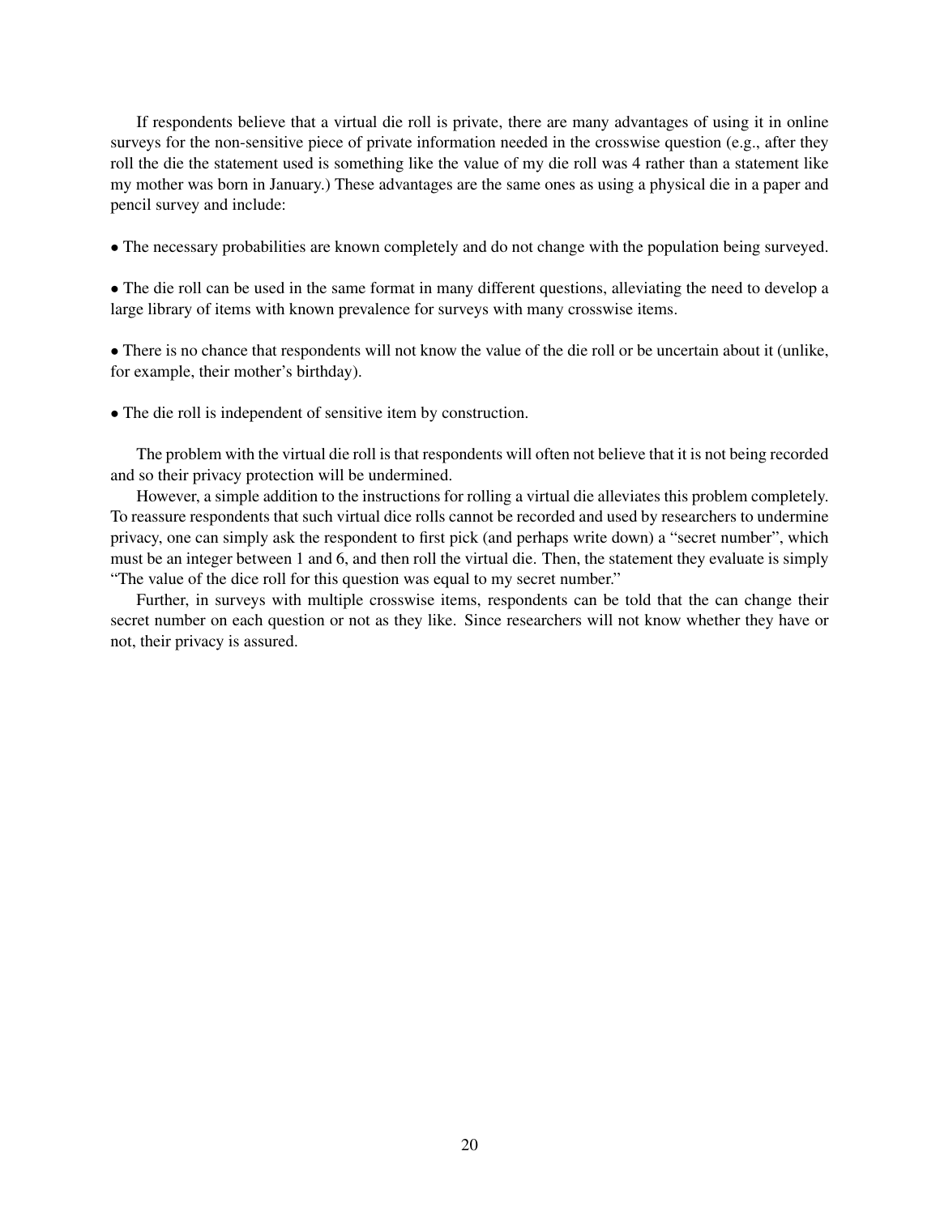If respondents believe that a virtual die roll is private, there are many advantages of using it in online surveys for the non-sensitive piece of private information needed in the crosswise question (e.g., after they roll the die the statement used is something like the value of my die roll was 4 rather than a statement like my mother was born in January.) These advantages are the same ones as using a physical die in a paper and pencil survey and include:

- The necessary probabilities are known completely and do not change with the population being surveyed.

- The die roll can be used in the same format in many different questions, alleviating the need to develop a large library of items with known prevalence for surveys with many crosswise items.

- There is no chance that respondents will not know the value of the die roll or be uncertain about it (unlike, for example, their mother's birthday).

- The die roll is independent of sensitive item by construction.

The problem with the virtual die roll is that respondents will often not believe that it is not being recorded and so their privacy protection will be undermined.

However, a simple addition to the instructions for rolling a virtual die alleviates this problem completely. To reassure respondents that such virtual dice rolls cannot be recorded and used by researchers to undermine privacy, one can simply ask the respondent to first pick (and perhaps write down) a "secret number", which must be an integer between 1 and 6, and then roll the virtual die. Then, the statement they evaluate is simply "The value of the dice roll for this question was equal to my secret number."

Further, in surveys with multiple crosswise items, respondents can be told that the can change their secret number on each question or not as they like. Since researchers will not know whether they have or not, their privacy is assured.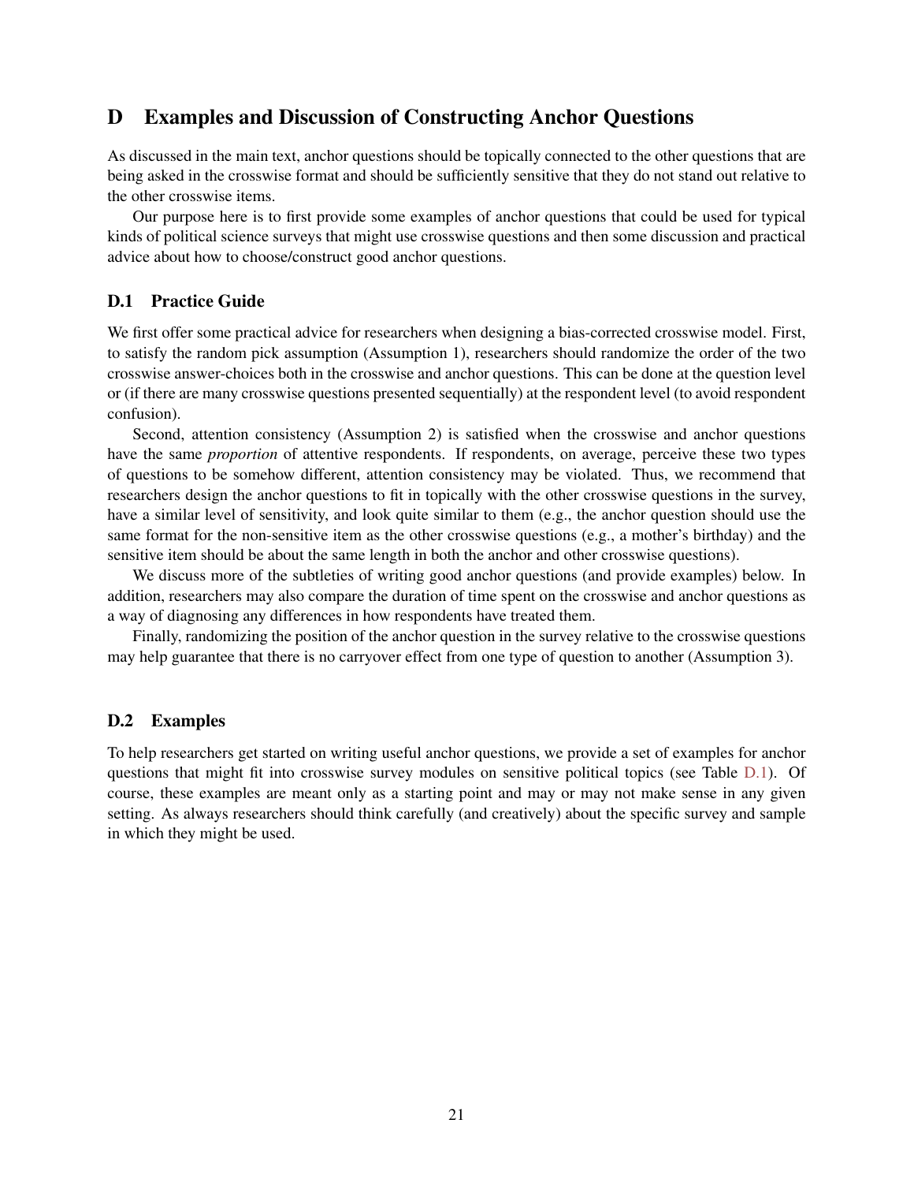# D Examples and Discussion of Constructing Anchor Questions

As discussed in the main text, anchor questions should be topically connected to the other questions that are being asked in the crosswise format and should be sufficiently sensitive that they do not stand out relative to the other crosswise items.

Our purpose here is to first provide some examples of anchor questions that could be used for typical kinds of political science surveys that might use crosswise questions and then some discussion and practical advice about how to choose/construct good anchor questions.

## D.1 Practice Guide

We first offer some practical advice for researchers when designing a bias-corrected crosswise model. First, to satisfy the random pick assumption (Assumption 1), researchers should randomize the order of the two crosswise answer-choices both in the crosswise and anchor questions. This can be done at the question level or (if there are many crosswise questions presented sequentially) at the respondent level (to avoid respondent confusion).

Second, attention consistency (Assumption 2) is satisfied when the crosswise and anchor questions have the same *proportion* of attentive respondents. If respondents, on average, perceive these two types of questions to be somehow different, attention consistency may be violated. Thus, we recommend that researchers design the anchor questions to fit in topically with the other crosswise questions in the survey, have a similar level of sensitivity, and look quite similar to them (e.g., the anchor question should use the same format for the non-sensitive item as the other crosswise questions (e.g., a mother's birthday) and the sensitive item should be about the same length in both the anchor and other crosswise questions).

We discuss more of the subtleties of writing good anchor questions (and provide examples) below. In addition, researchers may also compare the duration of time spent on the crosswise and anchor questions as a way of diagnosing any differences in how respondents have treated them.

Finally, randomizing the position of the anchor question in the survey relative to the crosswise questions may help guarantee that there is no carryover effect from one type of question to another (Assumption 3).

## D.2 Examples

To help researchers get started on writing useful anchor questions, we provide a set of examples for anchor questions that might fit into crosswise survey modules on sensitive political topics (see Table D.1). Of course, these examples are meant only as a starting point and may or may not make sense in any given setting. As always researchers should think carefully (and creatively) about the specific survey and sample in which they might be used.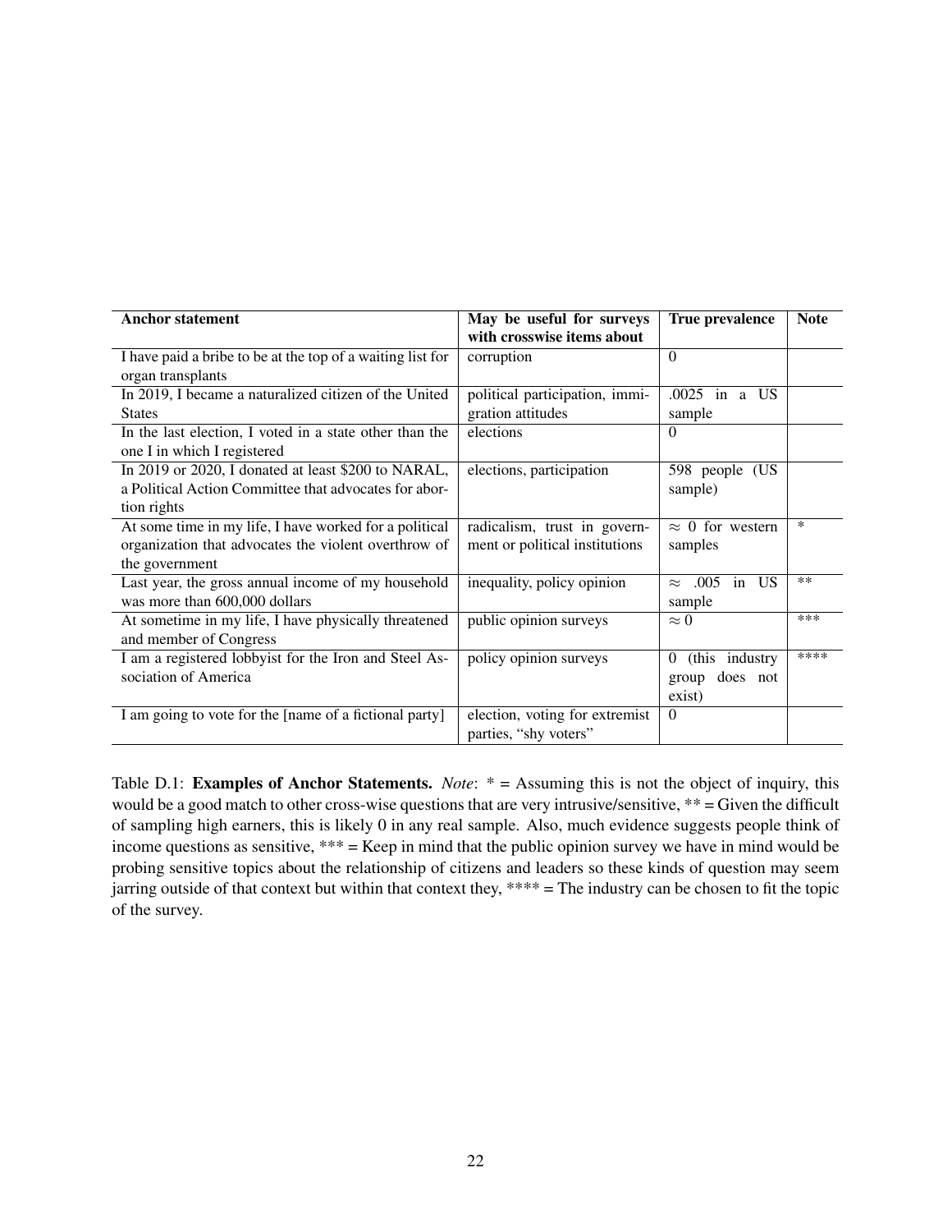| **Anchor statement** | **May be useful for surveys with crosswise items about** | **True prevalence** | **Note** |
|---|---|---|---|
| I have paid a bribe to be at the top of a waiting list for organ transplants | corruption | 0 | |
| In 2019, I became a naturalized citizen of the United States | political participation, immigration attitudes | .0025 in a US sample | |
| In the last election, I voted in a state other than the one I in which I registered | elections | 0 | |
| In 2019 or 2020, I donated at least $200 to NARAL, a Political Action Committee that advocates for abortion rights | elections, participation | 598 people (US sample) | |
| At some time in my life, I have worked for a political organization that advocates the violent overthrow of the government | radicalism, trust in government or political institutions | $\approx$ 0 for western samples | * |
| Last year, the gross annual income of my household was more than 600,000 dollars | inequality, policy opinion | $\approx$ .005 in US sample | ** |
| At sometime in my life, I have physically threatened and member of Congress | public opinion surveys | $\approx 0$ | *** |
| I am a registered lobbyist for the Iron and Steel Association of America | policy opinion surveys | 0 (this industry group does not exist) | **** |
| I am going to vote for the [name of a fictional party] | election, voting for extremist parties, "shy voters" | 0 | |

Table D.1: **Examples of Anchor Statements.** *Note*: * = Assuming this is not the object of inquiry, this would be a good match to other cross-wise questions that are very intrusive/sensitive, ** = Given the difficult of sampling high earners, this is likely 0 in any real sample. Also, much evidence suggests people think of income questions as sensitive, *** = Keep in mind that the public opinion survey we have in mind would be probing sensitive topics about the relationship of citizens and leaders so these kinds of question may seem jarring outside of that context but within that context they, **** = The industry can be chosen to fit the topic of the survey.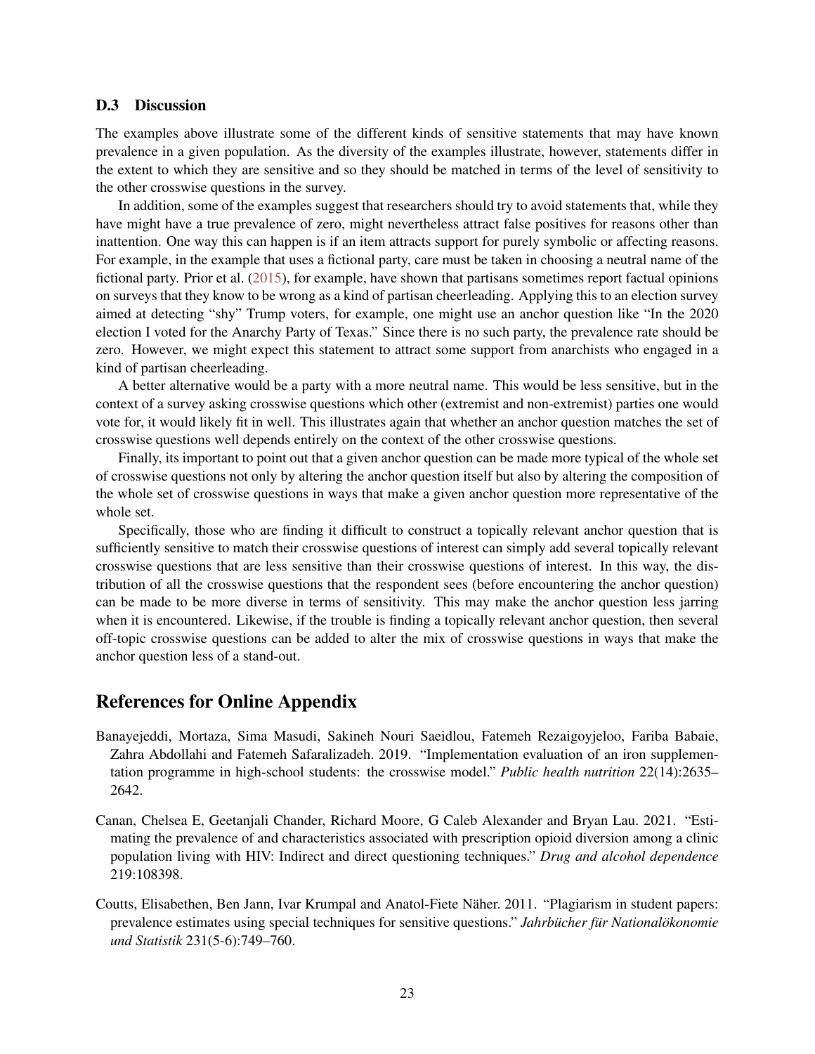### D.3 Discussion

The examples above illustrate some of the different kinds of sensitive statements that may have known prevalence in a given population. As the diversity of the examples illustrate, however, statements differ in the extent to which they are sensitive and so they should be matched in terms of the level of sensitivity to the other crosswise questions in the survey.

In addition, some of the examples suggest that researchers should try to avoid statements that, while they have might have a true prevalence of zero, might nevertheless attract false positives for reasons other than inattention. One way this can happen is if an item attracts support for purely symbolic or affecting reasons. For example, in the example that uses a fictional party, care must be taken in choosing a neutral name of the fictional party. Prior et al. (2015), for example, have shown that partisans sometimes report factual opinions on surveys that they know to be wrong as a kind of partisan cheerleading. Applying this to an election survey aimed at detecting "shy" Trump voters, for example, one might use an anchor question like "In the 2020 election I voted for the Anarchy Party of Texas." Since there is no such party, the prevalence rate should be zero. However, we might expect this statement to attract some support from anarchists who engaged in a kind of partisan cheerleading.

A better alternative would be a party with a more neutral name. This would be less sensitive, but in the context of a survey asking crosswise questions which other (extremist and non-extremist) parties one would vote for, it would likely fit in well. This illustrates again that whether an anchor question matches the set of crosswise questions well depends entirely on the context of the other crosswise questions.

Finally, its important to point out that a given anchor question can be made more typical of the whole set of crosswise questions not only by altering the anchor question itself but also by altering the composition of the whole set of crosswise questions in ways that make a given anchor question more representative of the whole set.

Specifically, those who are finding it difficult to construct a topically relevant anchor question that is sufficiently sensitive to match their crosswise questions of interest can simply add several topically relevant crosswise questions that are less sensitive than their crosswise questions of interest. In this way, the distribution of all the crosswise questions that the respondent sees (before encountering the anchor question) can be made to be more diverse in terms of sensitivity. This may make the anchor question less jarring when it is encountered. Likewise, if the trouble is finding a topically relevant anchor question, then several off-topic crosswise questions can be added to alter the mix of crosswise questions in ways that make the anchor question less of a stand-out.

## References for Online Appendix

Banayejeddi, Mortaza, Sima Masudi, Sakineh Nouri Saeidlou, Fatemeh Rezaigoyjeloo, Fariba Babaie, Zahra Abdollahi and Fatemeh Safaralizadeh. 2019. "Implementation evaluation of an iron supplementation programme in high-school students: the crosswise model." *Public health nutrition* 22(14):2635–2642.

Canan, Chelsea E, Geetanjali Chander, Richard Moore, G Caleb Alexander and Bryan Lau. 2021. "Estimating the prevalence of and characteristics associated with prescription opioid diversion among a clinic population living with HIV: Indirect and direct questioning techniques." *Drug and alcohol dependence* 219:108398.

Coutts, Elisabethen, Ben Jann, Ivar Krumpal and Anatol-Fiete Näher. 2011. "Plagiarism in student papers: prevalence estimates using special techniques for sensitive questions." *Jahrbücher für Nationalökonomie und Statistik* 231(5-6):749–760.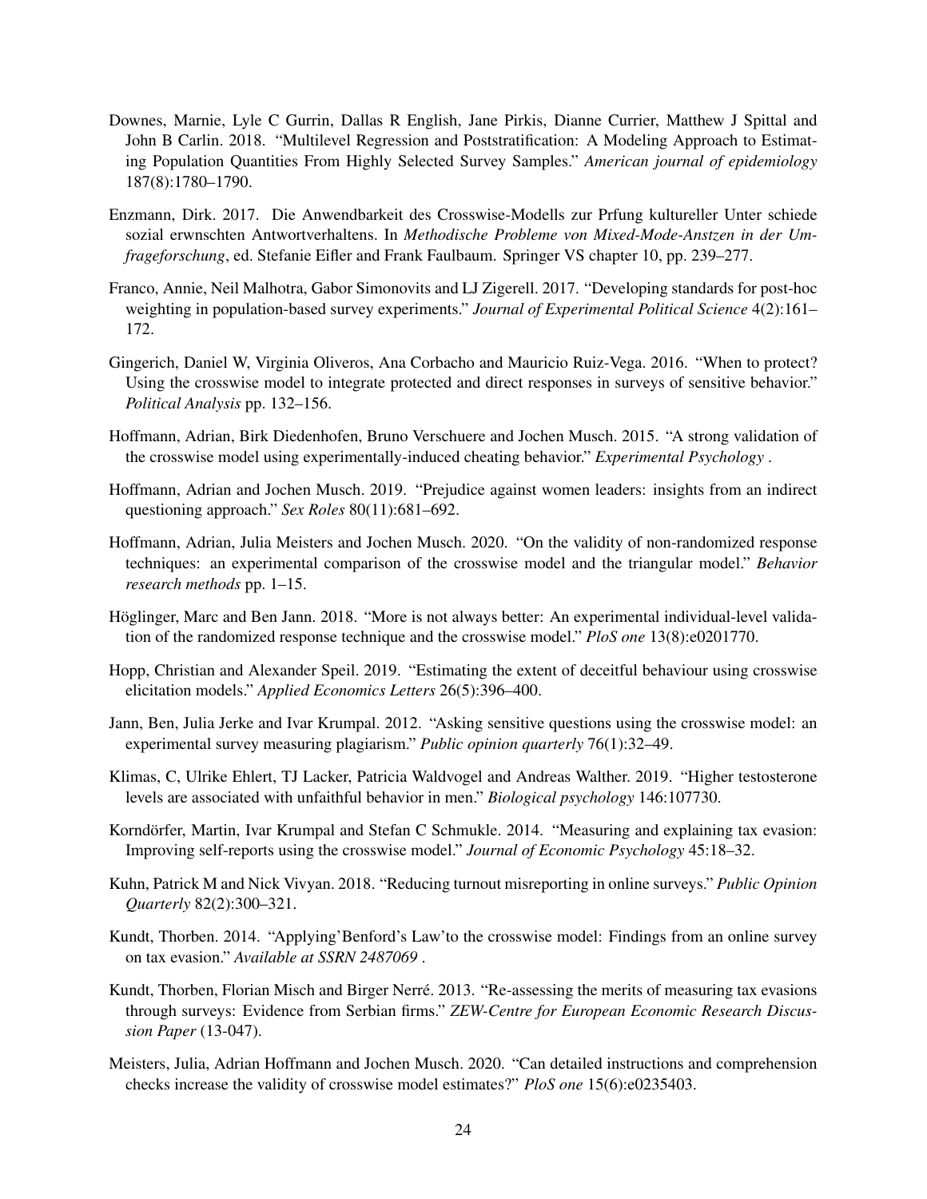Downes, Marnie, Lyle C Gurrin, Dallas R English, Jane Pirkis, Dianne Currier, Matthew J Spittal and John B Carlin. 2018. "Multilevel Regression and Poststratification: A Modeling Approach to Estimating Population Quantities From Highly Selected Survey Samples." *American journal of epidemiology* 187(8):1780–1790.

Enzmann, Dirk. 2017. Die Anwendbarkeit des Crosswise-Modells zur Prfung kultureller Unter schiede sozial erwnschten Antwortverhaltens. In *Methodische Probleme von Mixed-Mode-Anstzen in der Umfrageforschung*, ed. Stefanie Eifler and Frank Faulbaum. Springer VS chapter 10, pp. 239–277.

Franco, Annie, Neil Malhotra, Gabor Simonovits and LJ Zigerell. 2017. "Developing standards for post-hoc weighting in population-based survey experiments." *Journal of Experimental Political Science* 4(2):161–172.

Gingerich, Daniel W, Virginia Oliveros, Ana Corbacho and Mauricio Ruiz-Vega. 2016. "When to protect? Using the crosswise model to integrate protected and direct responses in surveys of sensitive behavior." *Political Analysis* pp. 132–156.

Hoffmann, Adrian, Birk Diedenhofen, Bruno Verschuere and Jochen Musch. 2015. "A strong validation of the crosswise model using experimentally-induced cheating behavior." *Experimental Psychology* .

Hoffmann, Adrian and Jochen Musch. 2019. "Prejudice against women leaders: insights from an indirect questioning approach." *Sex Roles* 80(11):681–692.

Hoffmann, Adrian, Julia Meisters and Jochen Musch. 2020. "On the validity of non-randomized response techniques: an experimental comparison of the crosswise model and the triangular model." *Behavior research methods* pp. 1–15.

Höglinger, Marc and Ben Jann. 2018. "More is not always better: An experimental individual-level validation of the randomized response technique and the crosswise model." *PloS one* 13(8):e0201770.

Hopp, Christian and Alexander Speil. 2019. "Estimating the extent of deceitful behaviour using crosswise elicitation models." *Applied Economics Letters* 26(5):396–400.

Jann, Ben, Julia Jerke and Ivar Krumpal. 2012. "Asking sensitive questions using the crosswise model: an experimental survey measuring plagiarism." *Public opinion quarterly* 76(1):32–49.

Klimas, C, Ulrike Ehlert, TJ Lacker, Patricia Waldvogel and Andreas Walther. 2019. "Higher testosterone levels are associated with unfaithful behavior in men." *Biological psychology* 146:107730.

Korndörfer, Martin, Ivar Krumpal and Stefan C Schmukle. 2014. "Measuring and explaining tax evasion: Improving self-reports using the crosswise model." *Journal of Economic Psychology* 45:18–32.

Kuhn, Patrick M and Nick Vivyan. 2018. "Reducing turnout misreporting in online surveys." *Public Opinion Quarterly* 82(2):300–321.

Kundt, Thorben. 2014. "Applying'Benford's Law'to the crosswise model: Findings from an online survey on tax evasion." *Available at SSRN 2487069* .

Kundt, Thorben, Florian Misch and Birger Nerré. 2013. "Re-assessing the merits of measuring tax evasions through surveys: Evidence from Serbian firms." *ZEW-Centre for European Economic Research Discussion Paper* (13-047).

Meisters, Julia, Adrian Hoffmann and Jochen Musch. 2020. "Can detailed instructions and comprehension checks increase the validity of crosswise model estimates?" *PloS one* 15(6):e0235403.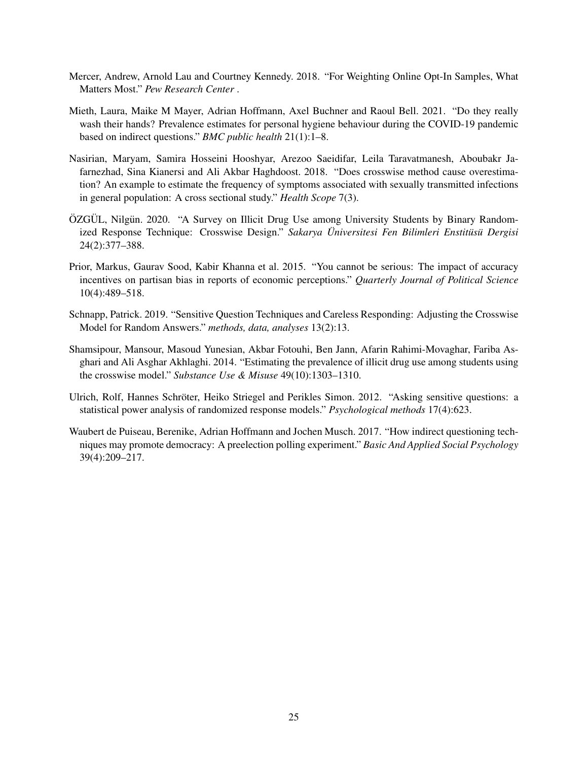Mercer, Andrew, Arnold Lau and Courtney Kennedy. 2018. "For Weighting Online Opt-In Samples, What Matters Most." *Pew Research Center* .

Mieth, Laura, Maike M Mayer, Adrian Hoffmann, Axel Buchner and Raoul Bell. 2021. "Do they really wash their hands? Prevalence estimates for personal hygiene behaviour during the COVID-19 pandemic based on indirect questions." *BMC public health* 21(1):1–8.

Nasirian, Maryam, Samira Hosseini Hooshyar, Arezoo Saeidifar, Leila Taravatmanesh, Aboubakr Jafarnezhad, Sina Kianersi and Ali Akbar Haghdoost. 2018. "Does crosswise method cause overestimation? An example to estimate the frequency of symptoms associated with sexually transmitted infections in general population: A cross sectional study." *Health Scope* 7(3).

ÖZGÜL, Nilgün. 2020. "A Survey on Illicit Drug Use among University Students by Binary Randomized Response Technique: Crosswise Design." *Sakarya Üniversitesi Fen Bilimleri Enstitüsü Dergisi* 24(2):377–388.

Prior, Markus, Gaurav Sood, Kabir Khanna et al. 2015. "You cannot be serious: The impact of accuracy incentives on partisan bias in reports of economic perceptions." *Quarterly Journal of Political Science* 10(4):489–518.

Schnapp, Patrick. 2019. "Sensitive Question Techniques and Careless Responding: Adjusting the Crosswise Model for Random Answers." *methods, data, analyses* 13(2):13.

Shamsipour, Mansour, Masoud Yunesian, Akbar Fotouhi, Ben Jann, Afarin Rahimi-Movaghar, Fariba Asghari and Ali Asghar Akhlaghi. 2014. "Estimating the prevalence of illicit drug use among students using the crosswise model." *Substance Use & Misuse* 49(10):1303–1310.

Ulrich, Rolf, Hannes Schröter, Heiko Striegel and Perikles Simon. 2012. "Asking sensitive questions: a statistical power analysis of randomized response models." *Psychological methods* 17(4):623.

Waubert de Puiseau, Berenike, Adrian Hoffmann and Jochen Musch. 2017. "How indirect questioning techniques may promote democracy: A preelection polling experiment." *Basic And Applied Social Psychology* 39(4):209–217.